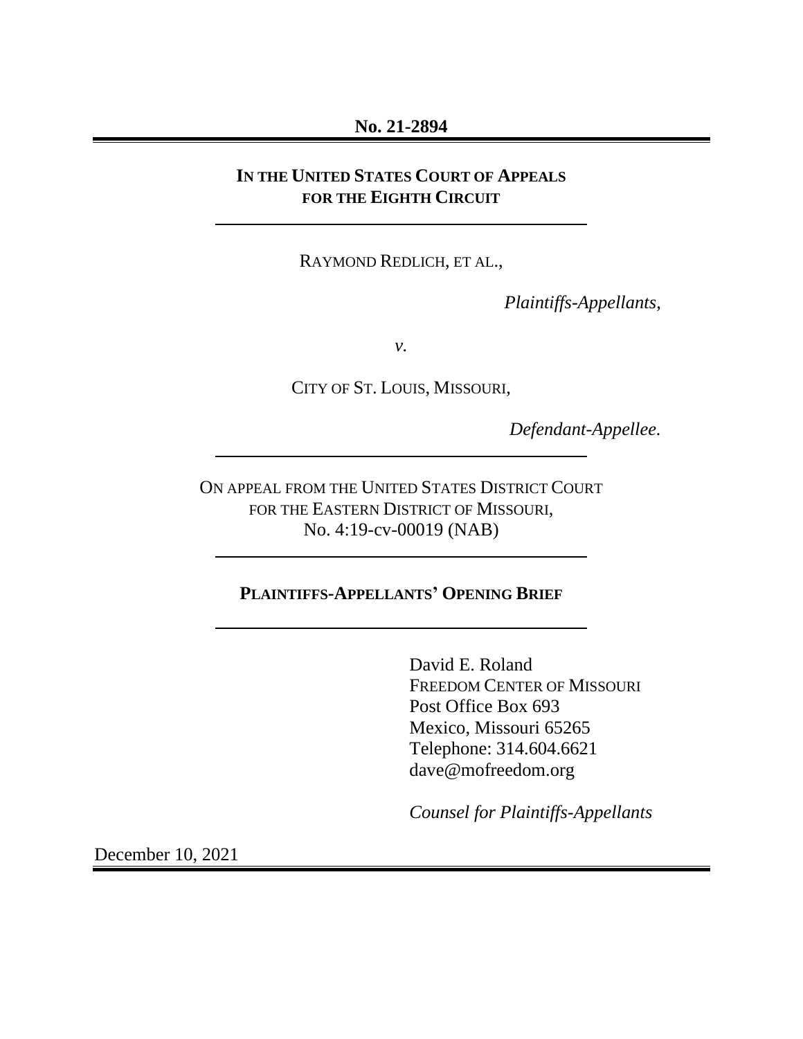**No. 21-2894**

---

**IN THE UNITED STATES COURT OF APPEALS**
**FOR THE EIGHTH CIRCUIT**

---

RAYMOND REDLICH, ET AL.,

*Plaintiffs-Appellants*,

*v.*

CITY OF ST. LOUIS, MISSOURI,

*Defendant-Appellee*.

---

ON APPEAL FROM THE UNITED STATES DISTRICT COURT
FOR THE EASTERN DISTRICT OF MISSOURI,
No. 4:19-cv-00019 (NAB)

---

**PLAINTIFFS-APPELLANTS' OPENING BRIEF**

---

David E. Roland
FREEDOM CENTER OF MISSOURI
Post Office Box 693
Mexico, Missouri 65265
Telephone: 314.604.6621
dave@mofreedom.org

*Counsel for Plaintiffs-Appellants*

December 10, 2021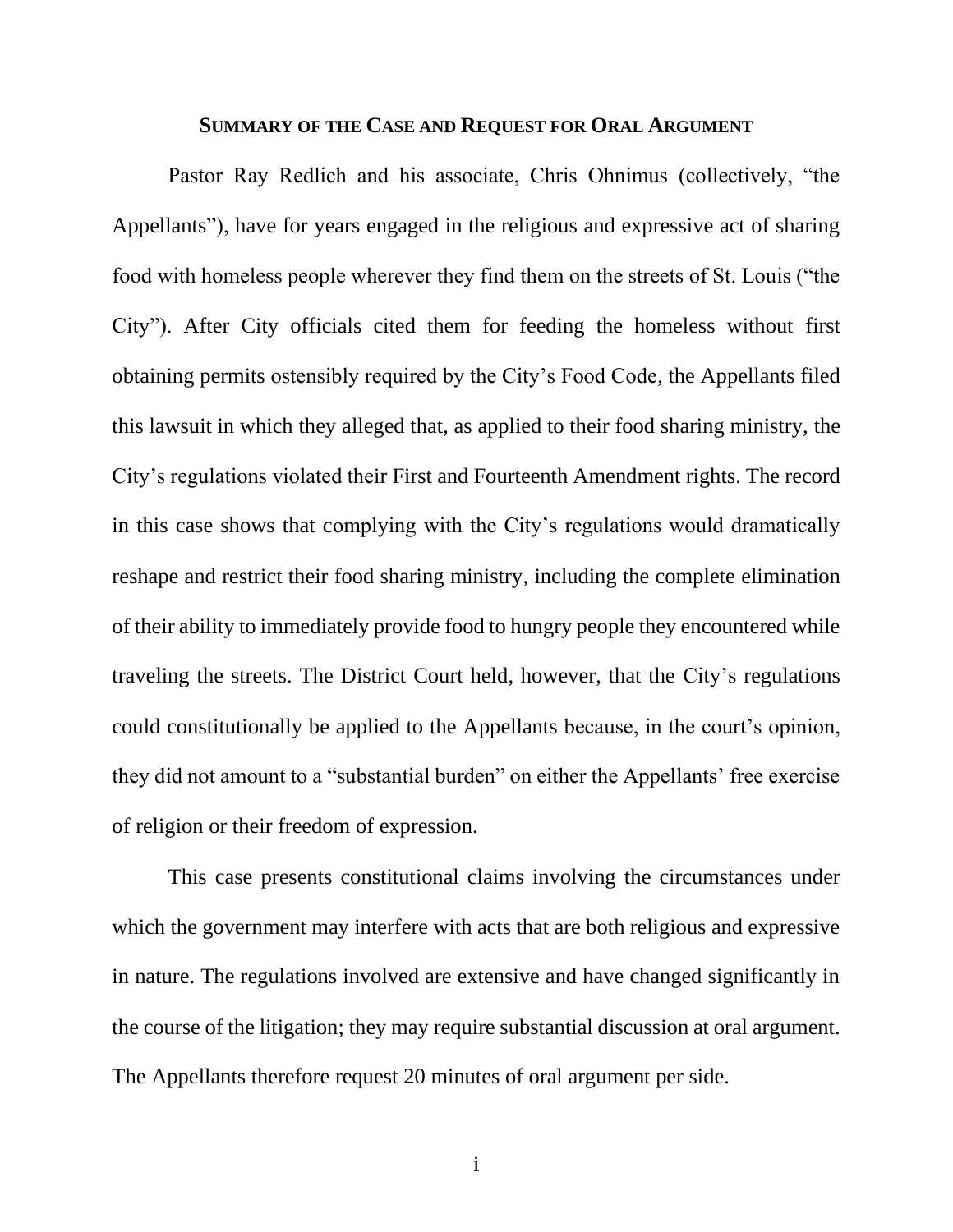## SUMMARY OF THE CASE AND REQUEST FOR ORAL ARGUMENT

Pastor Ray Redlich and his associate, Chris Ohnimus (collectively, "the Appellants"), have for years engaged in the religious and expressive act of sharing food with homeless people wherever they find them on the streets of St. Louis ("the City"). After City officials cited them for feeding the homeless without first obtaining permits ostensibly required by the City's Food Code, the Appellants filed this lawsuit in which they alleged that, as applied to their food sharing ministry, the City's regulations violated their First and Fourteenth Amendment rights. The record in this case shows that complying with the City's regulations would dramatically reshape and restrict their food sharing ministry, including the complete elimination of their ability to immediately provide food to hungry people they encountered while traveling the streets. The District Court held, however, that the City's regulations could constitutionally be applied to the Appellants because, in the court's opinion, they did not amount to a "substantial burden" on either the Appellants' free exercise of religion or their freedom of expression.

This case presents constitutional claims involving the circumstances under which the government may interfere with acts that are both religious and expressive in nature. The regulations involved are extensive and have changed significantly in the course of the litigation; they may require substantial discussion at oral argument. The Appellants therefore request 20 minutes of oral argument per side.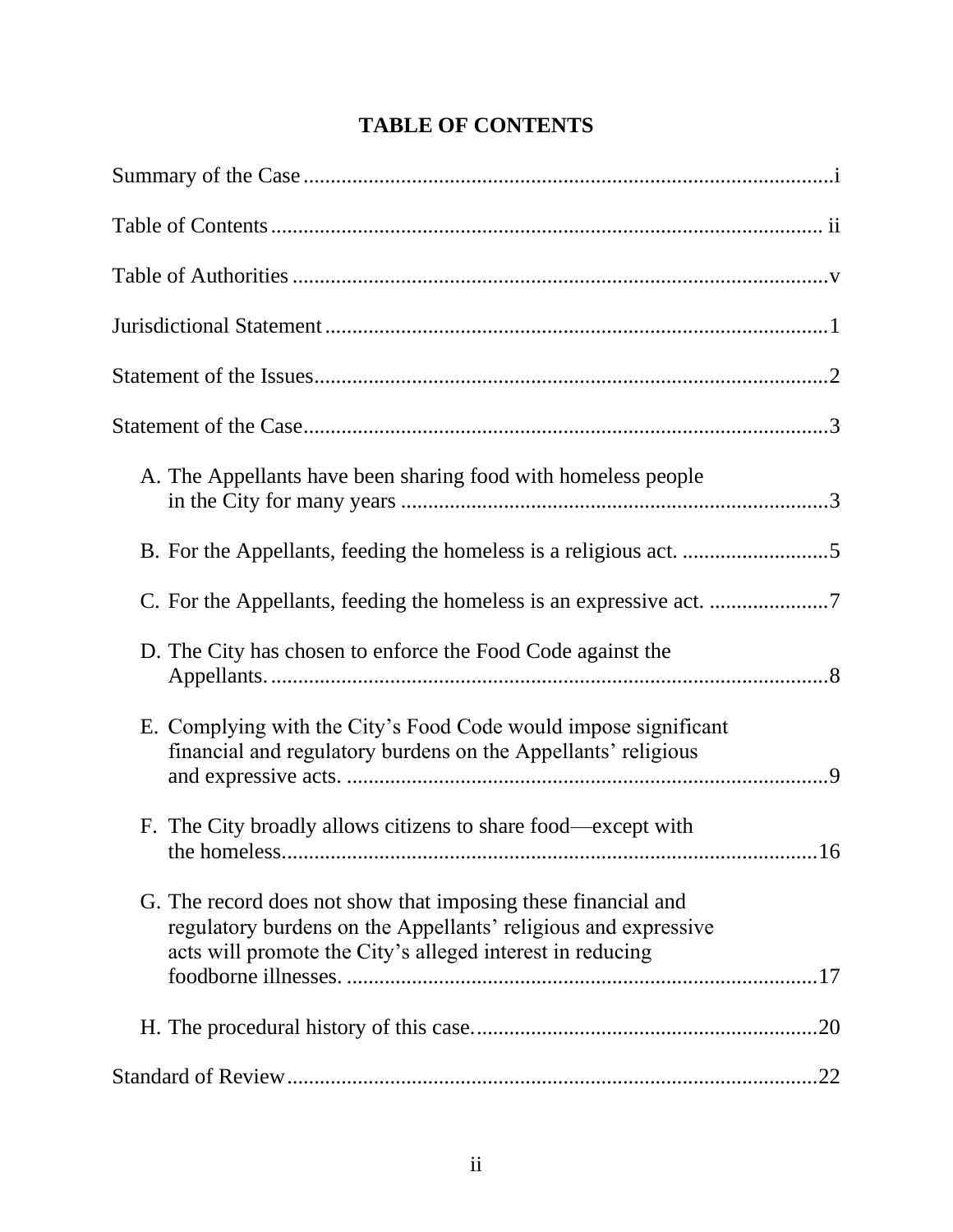# TABLE OF CONTENTS

Summary of the Case ........................................................................................i

Table of Contents ........................................................................................ ii

Table of Authorities ........................................................................................v

Jurisdictional Statement ........................................................................................1

Statement of the Issues ........................................................................................2

Statement of the Case ........................................................................................3

A. The Appellants have been sharing food with homeless people in the City for many years ........................................................................................3

B. For the Appellants, feeding the homeless is a religious act. ........................................................................................5

C. For the Appellants, feeding the homeless is an expressive act. ........................................................................................7

D. The City has chosen to enforce the Food Code against the Appellants. ........................................................................................8

E. Complying with the City's Food Code would impose significant financial and regulatory burdens on the Appellants' religious and expressive acts. ........................................................................................9

F. The City broadly allows citizens to share food—except with the homeless ........................................................................................16

G. The record does not show that imposing these financial and regulatory burdens on the Appellants' religious and expressive acts will promote the City's alleged interest in reducing foodborne illnesses. ........................................................................................17

H. The procedural history of this case. ........................................................................................20

Standard of Review ........................................................................................22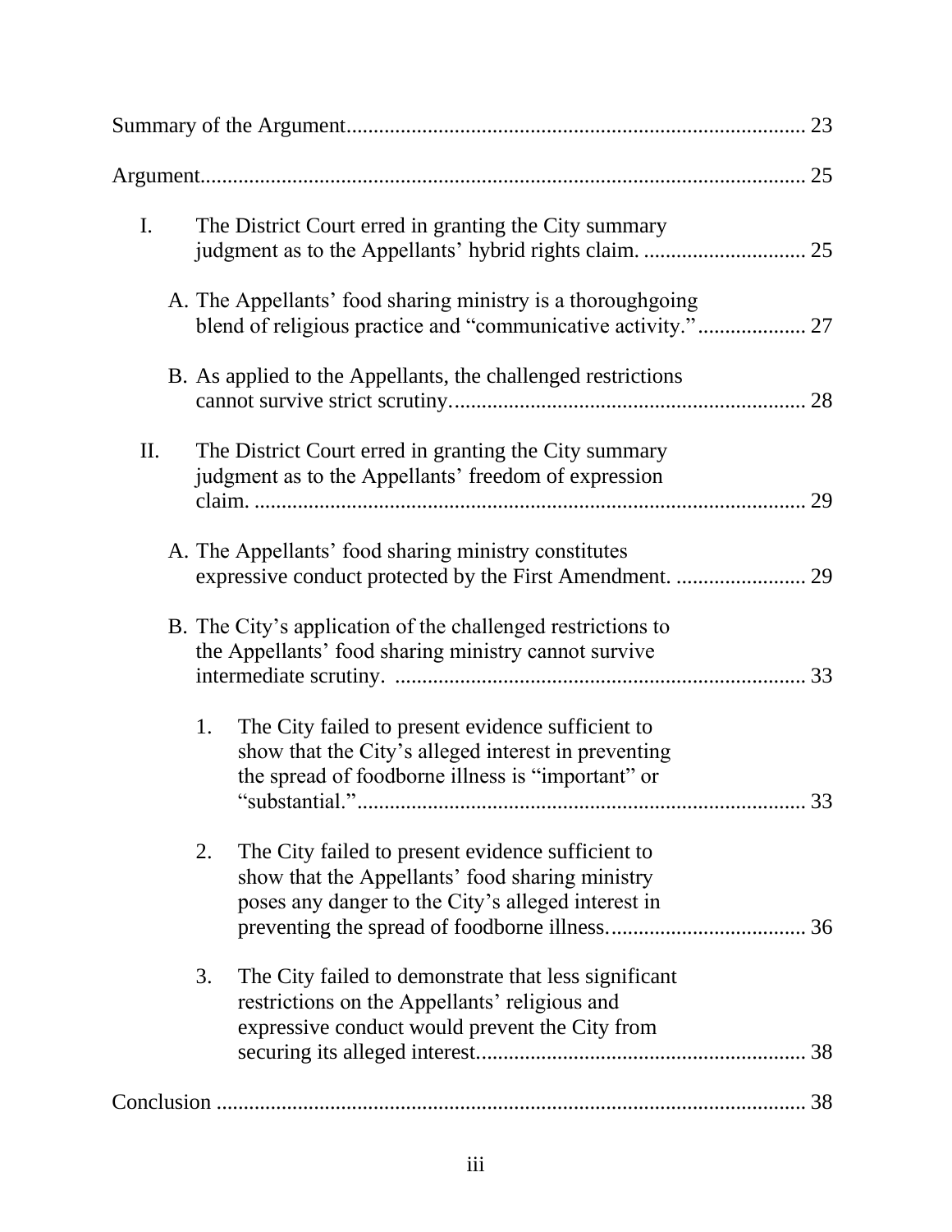Summary of the Argument .......... 23

Argument .......... 25

I. The District Court erred in granting the City summary judgment as to the Appellants' hybrid rights claim. .......... 25

   A. The Appellants' food sharing ministry is a thoroughgoing blend of religious practice and "communicative activity." .......... 27

   B. As applied to the Appellants, the challenged restrictions cannot survive strict scrutiny. .......... 28

II. The District Court erred in granting the City summary judgment as to the Appellants' freedom of expression claim. .......... 29

   A. The Appellants' food sharing ministry constitutes expressive conduct protected by the First Amendment. .......... 29

   B. The City's application of the challenged restrictions to the Appellants' food sharing ministry cannot survive intermediate scrutiny. .......... 33

      1. The City failed to present evidence sufficient to show that the City's alleged interest in preventing the spread of foodborne illness is "important" or "substantial." .......... 33

      2. The City failed to present evidence sufficient to show that the Appellants' food sharing ministry poses any danger to the City's alleged interest in preventing the spread of foodborne illness. .......... 36

      3. The City failed to demonstrate that less significant restrictions on the Appellants' religious and expressive conduct would prevent the City from securing its alleged interest. .......... 38

Conclusion .......... 38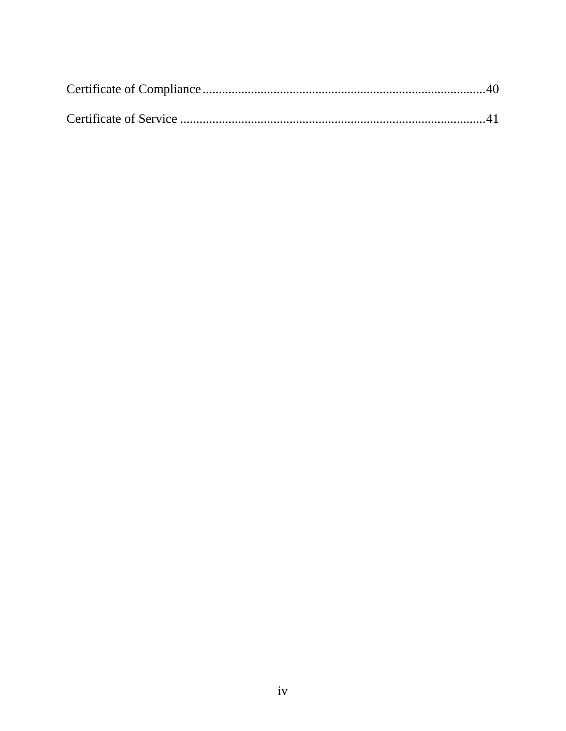Certificate of Compliance........................................................................................40

Certificate of Service ..............................................................................................41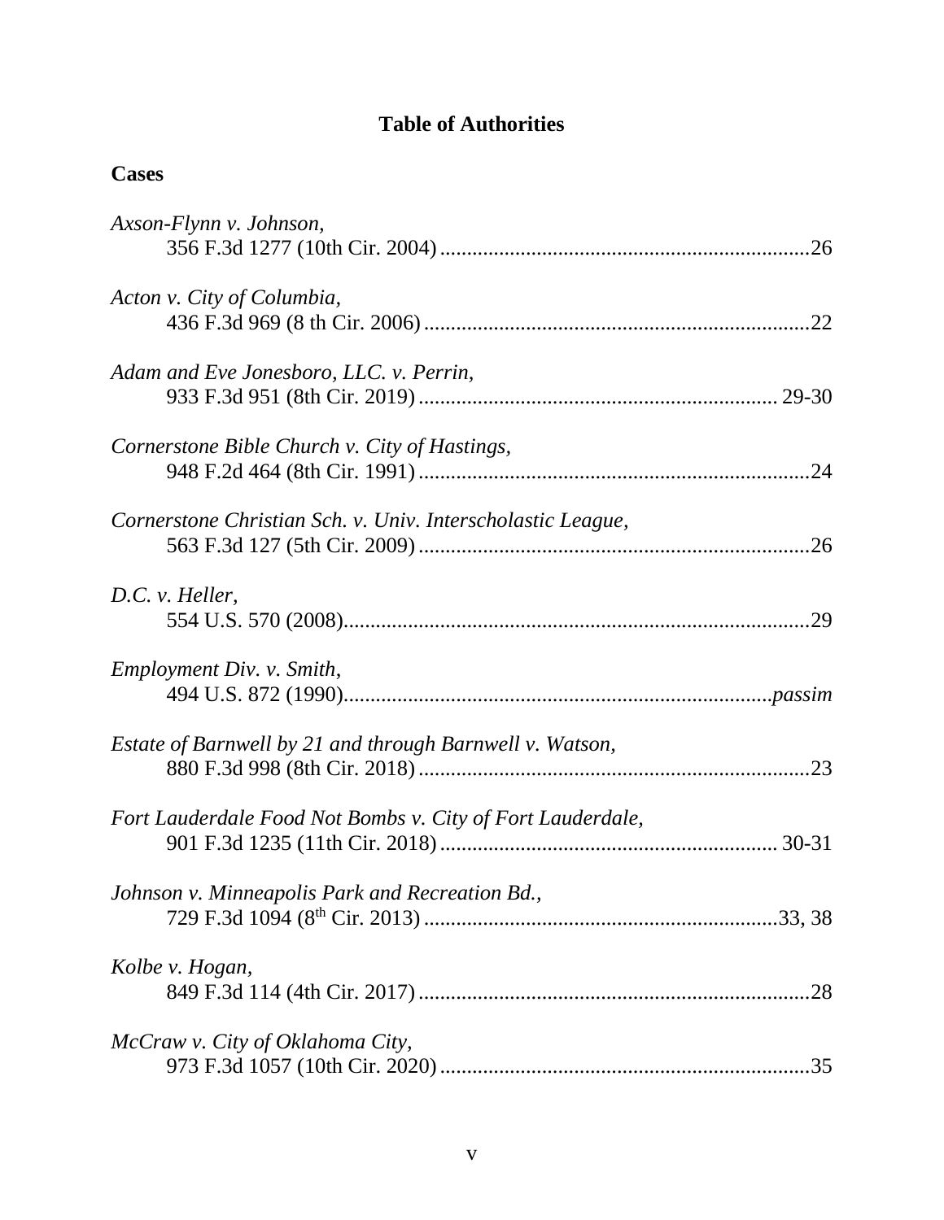# Table of Authorities

## Cases

*Axson-Flynn v. Johnson*,
356 F.3d 1277 (10th Cir. 2004) .....................................................................26

*Acton v. City of Columbia*,
436 F.3d 969 (8 th Cir. 2006) ........................................................................22

*Adam and Eve Jonesboro, LLC. v. Perrin*,
933 F.3d 951 (8th Cir. 2019) .................................................................. 29-30

*Cornerstone Bible Church v. City of Hastings*,
948 F.2d 464 (8th Cir. 1991) .........................................................................24

*Cornerstone Christian Sch. v. Univ. Interscholastic League*,
563 F.3d 127 (5th Cir. 2009) .........................................................................26

*D.C. v. Heller*,
554 U.S. 570 (2008).......................................................................................29

*Employment Div. v. Smith*,
494 U.S. 872 (1990)...............................................................................*passim*

*Estate of Barnwell by 21 and through Barnwell v. Watson*,
880 F.3d 998 (8th Cir. 2018) .........................................................................23

*Fort Lauderdale Food Not Bombs v. City of Fort Lauderdale*,
901 F.3d 1235 (11th Cir. 2018) .............................................................. 30-31

*Johnson v. Minneapolis Park and Recreation Bd.*,
729 F.3d 1094 (8th Cir. 2013) ..................................................................33, 38

*Kolbe v. Hogan*,
849 F.3d 114 (4th Cir. 2017) .........................................................................28

*McCraw v. City of Oklahoma City*,
973 F.3d 1057 (10th Cir. 2020) .....................................................................35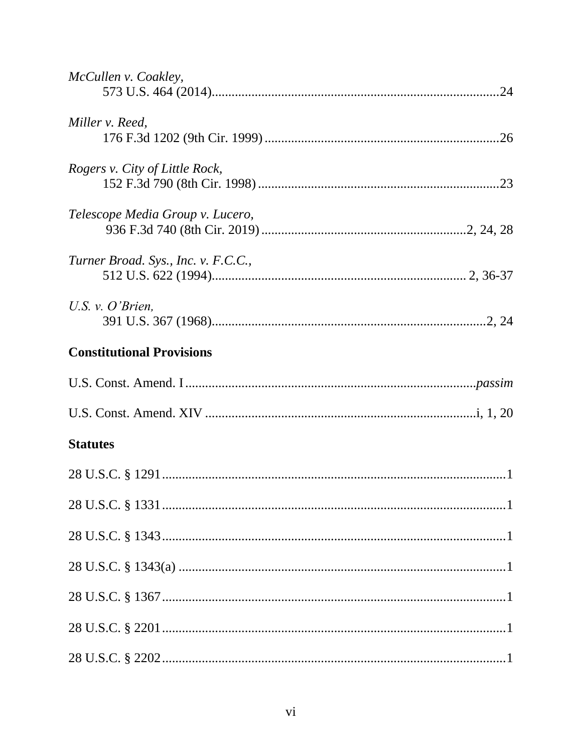*McCullen v. Coakley*,
573 U.S. 464 (2014)........................................................................................24

*Miller v. Reed*,
176 F.3d 1202 (9th Cir. 1999)........................................................................26

*Rogers v. City of Little Rock*,
152 F.3d 790 (8th Cir. 1998)..........................................................................23

*Telescope Media Group v. Lucero*,
936 F.3d 740 (8th Cir. 2019)..............................................................2, 24, 28

*Turner Broad. Sys., Inc. v. F.C.C.*,
512 U.S. 622 (1994)............................................................................. 2, 36-37

*U.S. v. O'Brien*,
391 U.S. 367 (1968)...................................................................................2, 24

**Constitutional Provisions**

U.S. Const. Amend. I.......................................................................................*passim*

U.S. Const. Amend. XIV..................................................................................i, 1, 20

**Statutes**

28 U.S.C. § 1291..........................................................................................1

28 U.S.C. § 1331..........................................................................................1

28 U.S.C. § 1343..........................................................................................1

28 U.S.C. § 1343(a)......................................................................................1

28 U.S.C. § 1367..........................................................................................1

28 U.S.C. § 2201..........................................................................................1

28 U.S.C. § 2202..........................................................................................1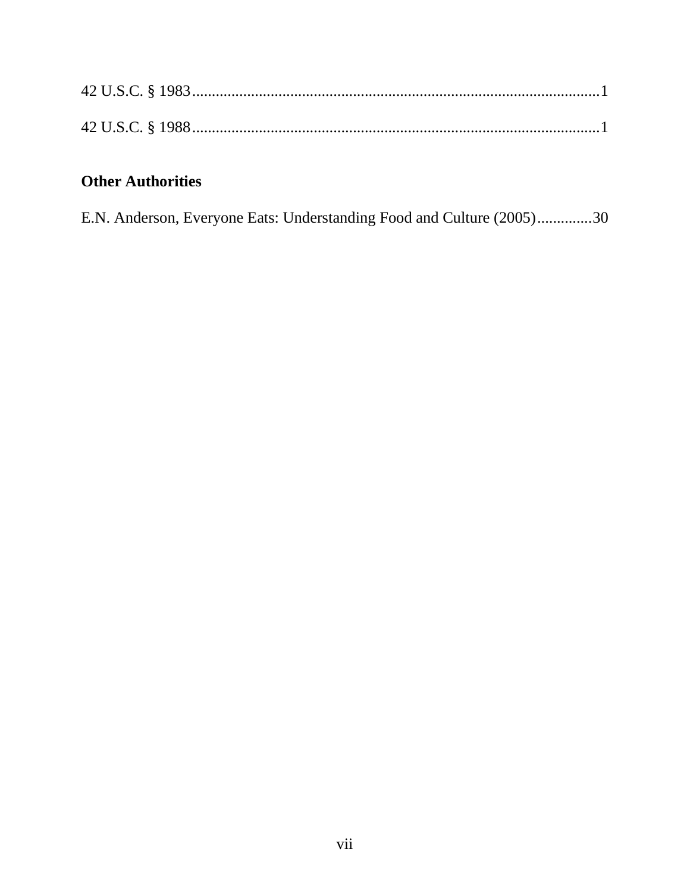42 U.S.C. § 1983.......................................................................................................1

42 U.S.C. § 1988.......................................................................................................1

**Other Authorities**

E.N. Anderson, Everyone Eats: Understanding Food and Culture (2005)..............30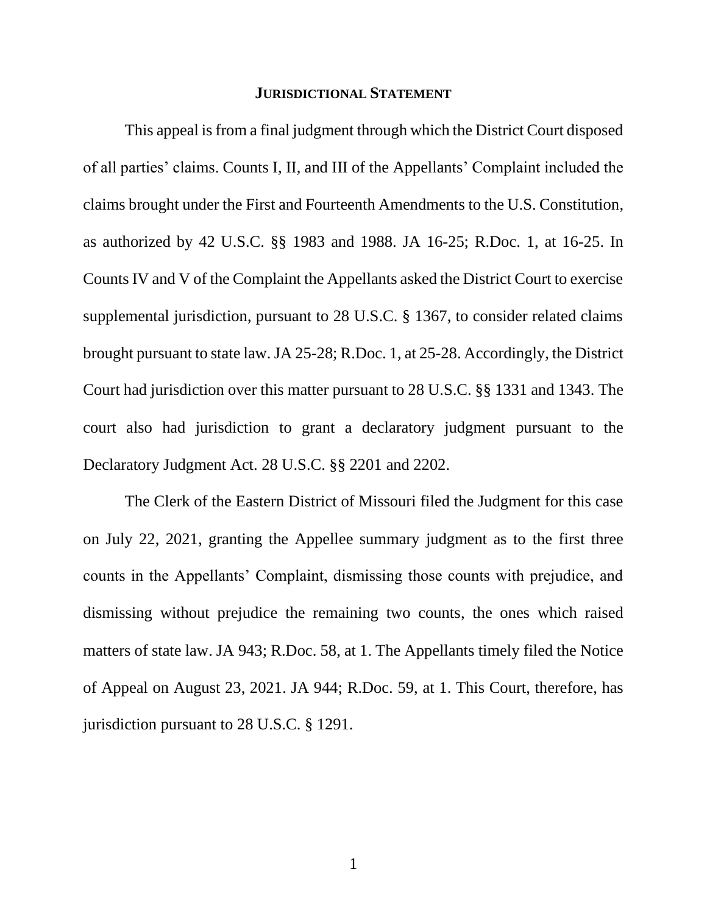## JURISDICTIONAL STATEMENT

This appeal is from a final judgment through which the District Court disposed of all parties' claims. Counts I, II, and III of the Appellants' Complaint included the claims brought under the First and Fourteenth Amendments to the U.S. Constitution, as authorized by 42 U.S.C. §§ 1983 and 1988. JA 16-25; R.Doc. 1, at 16-25. In Counts IV and V of the Complaint the Appellants asked the District Court to exercise supplemental jurisdiction, pursuant to 28 U.S.C. § 1367, to consider related claims brought pursuant to state law. JA 25-28; R.Doc. 1, at 25-28. Accordingly, the District Court had jurisdiction over this matter pursuant to 28 U.S.C. §§ 1331 and 1343. The court also had jurisdiction to grant a declaratory judgment pursuant to the Declaratory Judgment Act. 28 U.S.C. §§ 2201 and 2202.

The Clerk of the Eastern District of Missouri filed the Judgment for this case on July 22, 2021, granting the Appellee summary judgment as to the first three counts in the Appellants' Complaint, dismissing those counts with prejudice, and dismissing without prejudice the remaining two counts, the ones which raised matters of state law. JA 943; R.Doc. 58, at 1. The Appellants timely filed the Notice of Appeal on August 23, 2021. JA 944; R.Doc. 59, at 1. This Court, therefore, has jurisdiction pursuant to 28 U.S.C. § 1291.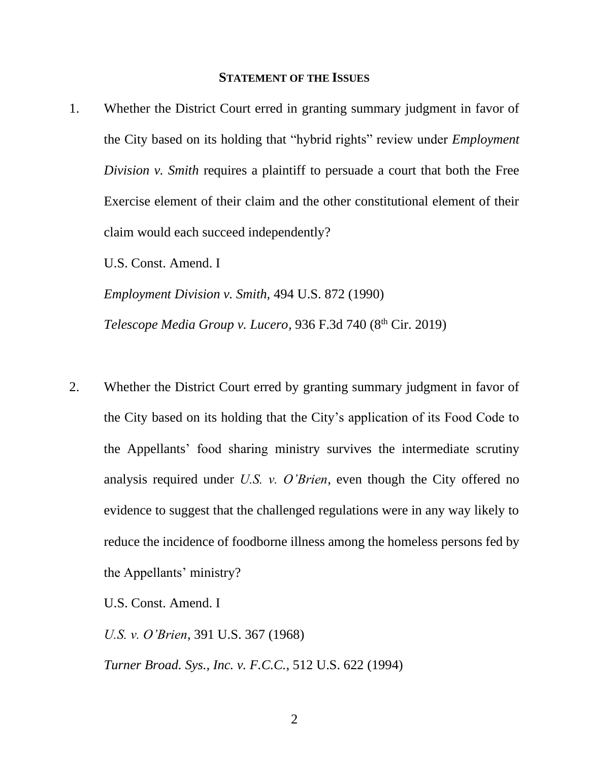## STATEMENT OF THE ISSUES

1. Whether the District Court erred in granting summary judgment in favor of the City based on its holding that "hybrid rights" review under *Employment Division v. Smith* requires a plaintiff to persuade a court that both the Free Exercise element of their claim and the other constitutional element of their claim would each succeed independently?

   U.S. Const. Amend. I

   *Employment Division v. Smith,* 494 U.S. 872 (1990)

   *Telescope Media Group v. Lucero,* 936 F.3d 740 (8th Cir. 2019)

2. Whether the District Court erred by granting summary judgment in favor of the City based on its holding that the City's application of its Food Code to the Appellants' food sharing ministry survives the intermediate scrutiny analysis required under *U.S. v. O'Brien*, even though the City offered no evidence to suggest that the challenged regulations were in any way likely to reduce the incidence of foodborne illness among the homeless persons fed by the Appellants' ministry?

   U.S. Const. Amend. I

   *U.S. v. O'Brien*, 391 U.S. 367 (1968)

   *Turner Broad. Sys., Inc. v. F.C.C.*, 512 U.S. 622 (1994)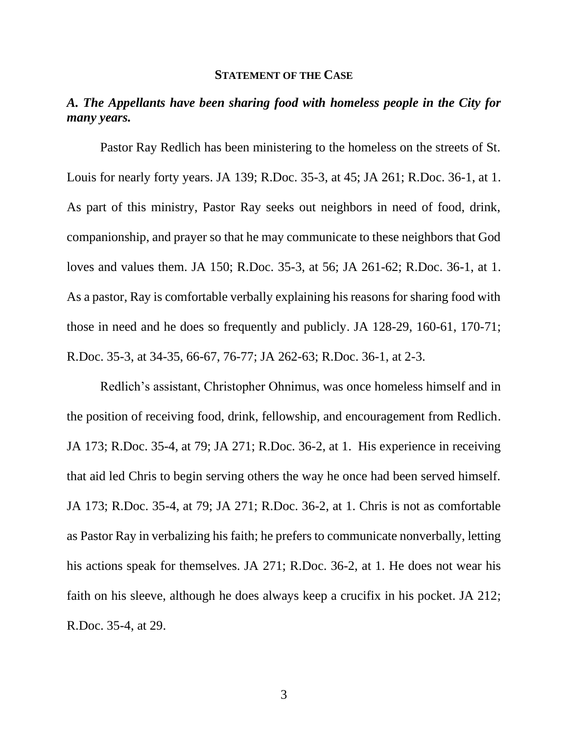## STATEMENT OF THE CASE

### *A. The Appellants have been sharing food with homeless people in the City for many years.*

Pastor Ray Redlich has been ministering to the homeless on the streets of St. Louis for nearly forty years. JA 139; R.Doc. 35-3, at 45; JA 261; R.Doc. 36-1, at 1. As part of this ministry, Pastor Ray seeks out neighbors in need of food, drink, companionship, and prayer so that he may communicate to these neighbors that God loves and values them. JA 150; R.Doc. 35-3, at 56; JA 261-62; R.Doc. 36-1, at 1. As a pastor, Ray is comfortable verbally explaining his reasons for sharing food with those in need and he does so frequently and publicly. JA 128-29, 160-61, 170-71; R.Doc. 35-3, at 34-35, 66-67, 76-77; JA 262-63; R.Doc. 36-1, at 2-3.

Redlich's assistant, Christopher Ohnimus, was once homeless himself and in the position of receiving food, drink, fellowship, and encouragement from Redlich. JA 173; R.Doc. 35-4, at 79; JA 271; R.Doc. 36-2, at 1. His experience in receiving that aid led Chris to begin serving others the way he once had been served himself. JA 173; R.Doc. 35-4, at 79; JA 271; R.Doc. 36-2, at 1. Chris is not as comfortable as Pastor Ray in verbalizing his faith; he prefers to communicate nonverbally, letting his actions speak for themselves. JA 271; R.Doc. 36-2, at 1. He does not wear his faith on his sleeve, although he does always keep a crucifix in his pocket. JA 212; R.Doc. 35-4, at 29.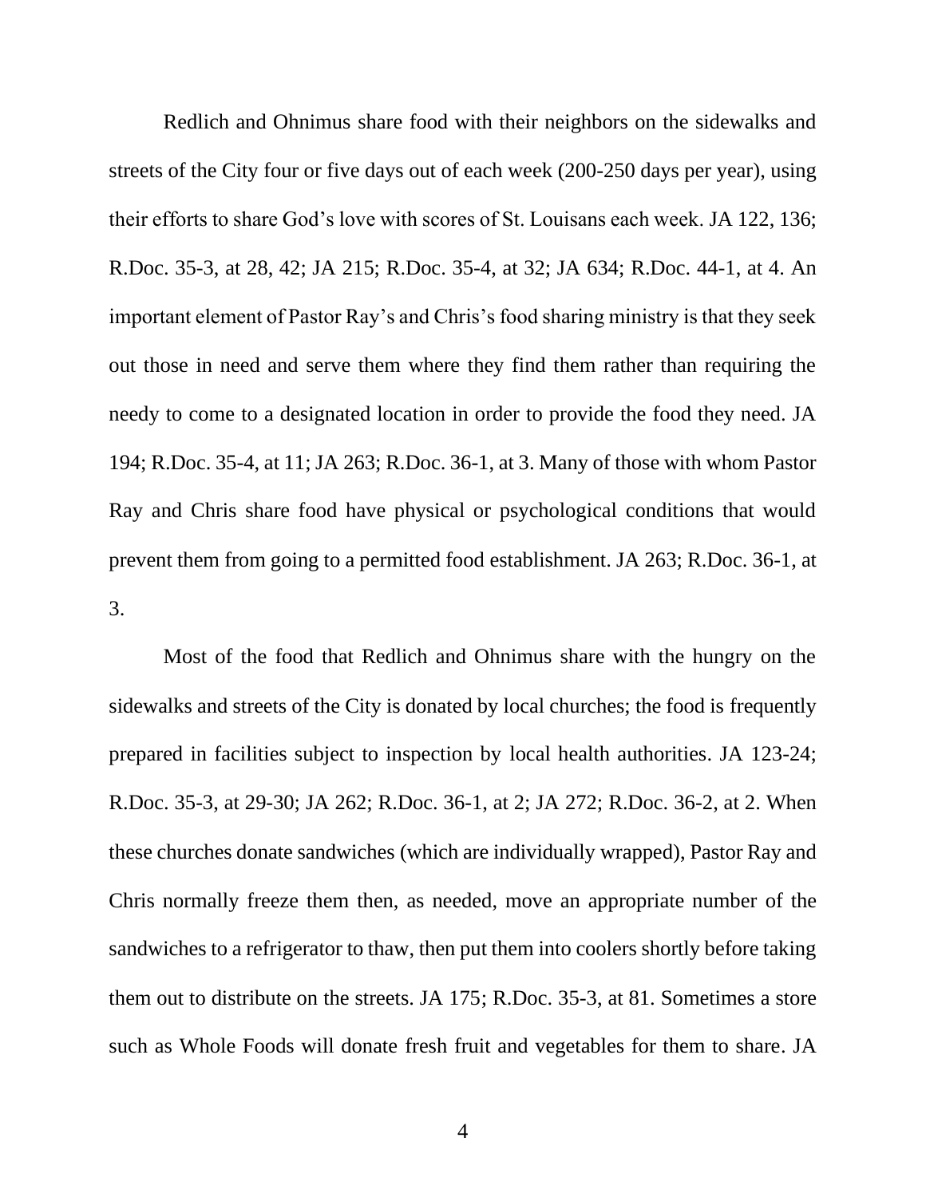Redlich and Ohnimus share food with their neighbors on the sidewalks and streets of the City four or five days out of each week (200-250 days per year), using their efforts to share God's love with scores of St. Louisans each week. JA 122, 136; R.Doc. 35-3, at 28, 42; JA 215; R.Doc. 35-4, at 32; JA 634; R.Doc. 44-1, at 4. An important element of Pastor Ray's and Chris's food sharing ministry is that they seek out those in need and serve them where they find them rather than requiring the needy to come to a designated location in order to provide the food they need. JA 194; R.Doc. 35-4, at 11; JA 263; R.Doc. 36-1, at 3. Many of those with whom Pastor Ray and Chris share food have physical or psychological conditions that would prevent them from going to a permitted food establishment. JA 263; R.Doc. 36-1, at 3.

Most of the food that Redlich and Ohnimus share with the hungry on the sidewalks and streets of the City is donated by local churches; the food is frequently prepared in facilities subject to inspection by local health authorities. JA 123-24; R.Doc. 35-3, at 29-30; JA 262; R.Doc. 36-1, at 2; JA 272; R.Doc. 36-2, at 2. When these churches donate sandwiches (which are individually wrapped), Pastor Ray and Chris normally freeze them then, as needed, move an appropriate number of the sandwiches to a refrigerator to thaw, then put them into coolers shortly before taking them out to distribute on the streets. JA 175; R.Doc. 35-3, at 81. Sometimes a store such as Whole Foods will donate fresh fruit and vegetables for them to share. JA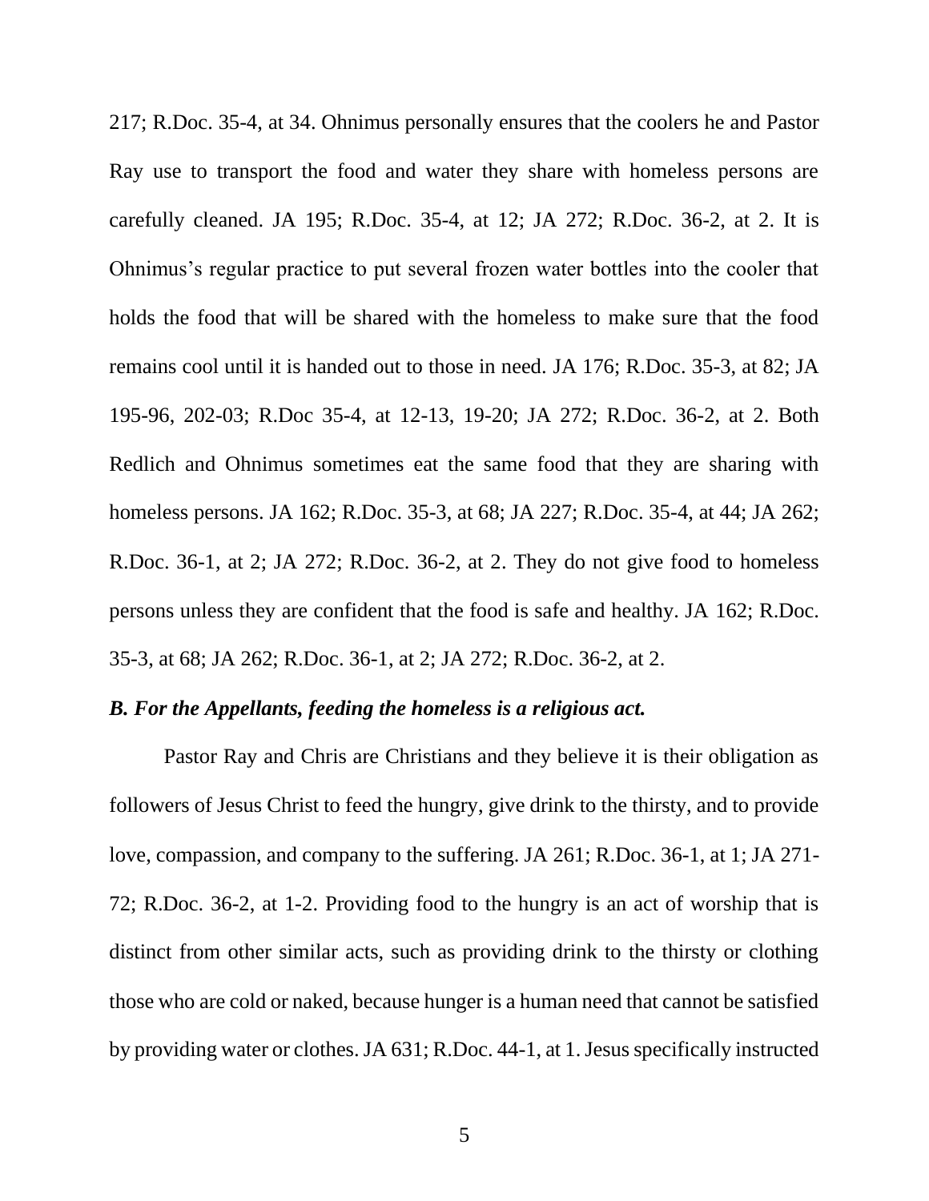217; R.Doc. 35-4, at 34. Ohnimus personally ensures that the coolers he and Pastor Ray use to transport the food and water they share with homeless persons are carefully cleaned. JA 195; R.Doc. 35-4, at 12; JA 272; R.Doc. 36-2, at 2. It is Ohnimus's regular practice to put several frozen water bottles into the cooler that holds the food that will be shared with the homeless to make sure that the food remains cool until it is handed out to those in need. JA 176; R.Doc. 35-3, at 82; JA 195-96, 202-03; R.Doc 35-4, at 12-13, 19-20; JA 272; R.Doc. 36-2, at 2. Both Redlich and Ohnimus sometimes eat the same food that they are sharing with homeless persons. JA 162; R.Doc. 35-3, at 68; JA 227; R.Doc. 35-4, at 44; JA 262; R.Doc. 36-1, at 2; JA 272; R.Doc. 36-2, at 2. They do not give food to homeless persons unless they are confident that the food is safe and healthy. JA 162; R.Doc. 35-3, at 68; JA 262; R.Doc. 36-1, at 2; JA 272; R.Doc. 36-2, at 2.

### *B. For the Appellants, feeding the homeless is a religious act.*

Pastor Ray and Chris are Christians and they believe it is their obligation as followers of Jesus Christ to feed the hungry, give drink to the thirsty, and to provide love, compassion, and company to the suffering. JA 261; R.Doc. 36-1, at 1; JA 271-72; R.Doc. 36-2, at 1-2. Providing food to the hungry is an act of worship that is distinct from other similar acts, such as providing drink to the thirsty or clothing those who are cold or naked, because hunger is a human need that cannot be satisfied by providing water or clothes. JA 631; R.Doc. 44-1, at 1. Jesus specifically instructed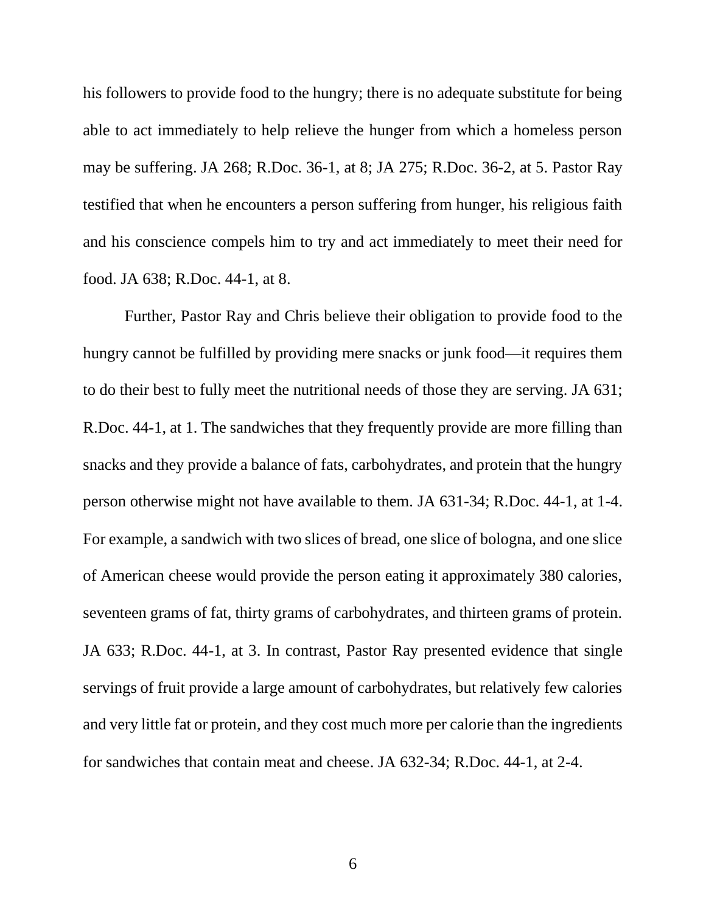his followers to provide food to the hungry; there is no adequate substitute for being able to act immediately to help relieve the hunger from which a homeless person may be suffering. JA 268; R.Doc. 36-1, at 8; JA 275; R.Doc. 36-2, at 5. Pastor Ray testified that when he encounters a person suffering from hunger, his religious faith and his conscience compels him to try and act immediately to meet their need for food. JA 638; R.Doc. 44-1, at 8.

Further, Pastor Ray and Chris believe their obligation to provide food to the hungry cannot be fulfilled by providing mere snacks or junk food—it requires them to do their best to fully meet the nutritional needs of those they are serving. JA 631; R.Doc. 44-1, at 1. The sandwiches that they frequently provide are more filling than snacks and they provide a balance of fats, carbohydrates, and protein that the hungry person otherwise might not have available to them. JA 631-34; R.Doc. 44-1, at 1-4. For example, a sandwich with two slices of bread, one slice of bologna, and one slice of American cheese would provide the person eating it approximately 380 calories, seventeen grams of fat, thirty grams of carbohydrates, and thirteen grams of protein. JA 633; R.Doc. 44-1, at 3. In contrast, Pastor Ray presented evidence that single servings of fruit provide a large amount of carbohydrates, but relatively few calories and very little fat or protein, and they cost much more per calorie than the ingredients for sandwiches that contain meat and cheese. JA 632-34; R.Doc. 44-1, at 2-4.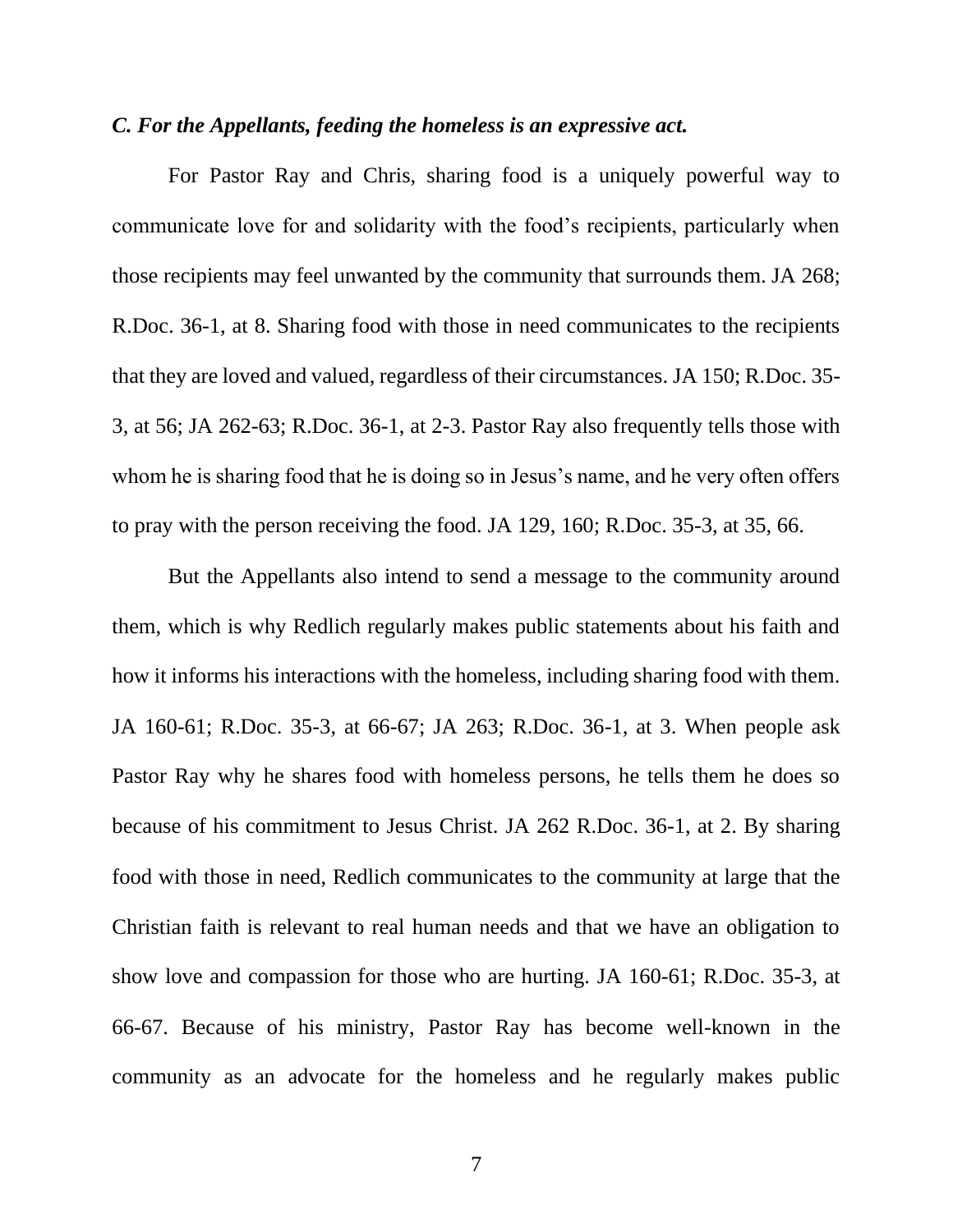### *C. For the Appellants, feeding the homeless is an expressive act.*

For Pastor Ray and Chris, sharing food is a uniquely powerful way to communicate love for and solidarity with the food's recipients, particularly when those recipients may feel unwanted by the community that surrounds them. JA 268; R.Doc. 36-1, at 8. Sharing food with those in need communicates to the recipients that they are loved and valued, regardless of their circumstances. JA 150; R.Doc. 35-3, at 56; JA 262-63; R.Doc. 36-1, at 2-3. Pastor Ray also frequently tells those with whom he is sharing food that he is doing so in Jesus's name, and he very often offers to pray with the person receiving the food. JA 129, 160; R.Doc. 35-3, at 35, 66.

But the Appellants also intend to send a message to the community around them, which is why Redlich regularly makes public statements about his faith and how it informs his interactions with the homeless, including sharing food with them. JA 160-61; R.Doc. 35-3, at 66-67; JA 263; R.Doc. 36-1, at 3. When people ask Pastor Ray why he shares food with homeless persons, he tells them he does so because of his commitment to Jesus Christ. JA 262 R.Doc. 36-1, at 2. By sharing food with those in need, Redlich communicates to the community at large that the Christian faith is relevant to real human needs and that we have an obligation to show love and compassion for those who are hurting. JA 160-61; R.Doc. 35-3, at 66-67. Because of his ministry, Pastor Ray has become well-known in the community as an advocate for the homeless and he regularly makes public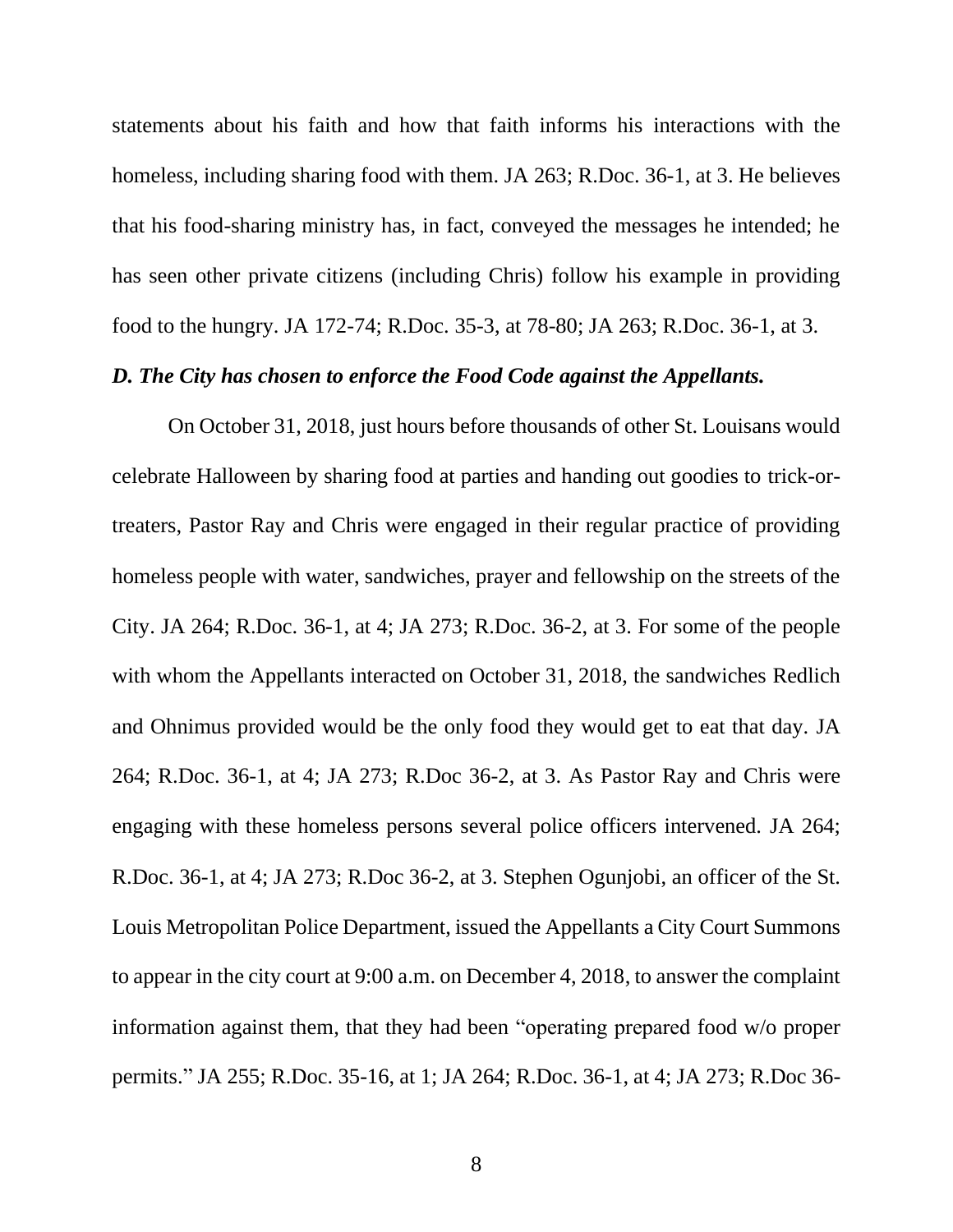statements about his faith and how that faith informs his interactions with the homeless, including sharing food with them. JA 263; R.Doc. 36-1, at 3. He believes that his food-sharing ministry has, in fact, conveyed the messages he intended; he has seen other private citizens (including Chris) follow his example in providing food to the hungry. JA 172-74; R.Doc. 35-3, at 78-80; JA 263; R.Doc. 36-1, at 3.

***D. The City has chosen to enforce the Food Code against the Appellants.***

On October 31, 2018, just hours before thousands of other St. Louisans would celebrate Halloween by sharing food at parties and handing out goodies to trick-or-treaters, Pastor Ray and Chris were engaged in their regular practice of providing homeless people with water, sandwiches, prayer and fellowship on the streets of the City. JA 264; R.Doc. 36-1, at 4; JA 273; R.Doc. 36-2, at 3. For some of the people with whom the Appellants interacted on October 31, 2018, the sandwiches Redlich and Ohnimus provided would be the only food they would get to eat that day. JA 264; R.Doc. 36-1, at 4; JA 273; R.Doc 36-2, at 3. As Pastor Ray and Chris were engaging with these homeless persons several police officers intervened. JA 264; R.Doc. 36-1, at 4; JA 273; R.Doc 36-2, at 3. Stephen Ogunjobi, an officer of the St. Louis Metropolitan Police Department, issued the Appellants a City Court Summons to appear in the city court at 9:00 a.m. on December 4, 2018, to answer the complaint information against them, that they had been "operating prepared food w/o proper permits." JA 255; R.Doc. 35-16, at 1; JA 264; R.Doc. 36-1, at 4; JA 273; R.Doc 36-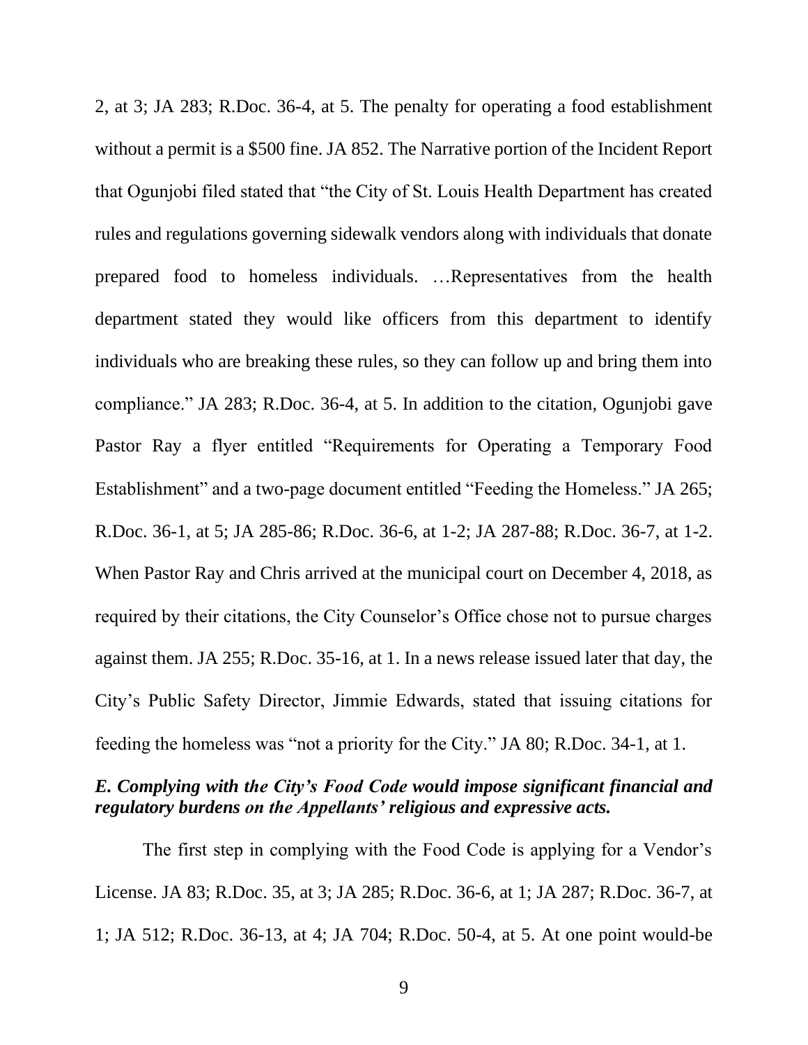2, at 3; JA 283; R.Doc. 36-4, at 5. The penalty for operating a food establishment without a permit is a $500 fine. JA 852. The Narrative portion of the Incident Report that Ogunjobi filed stated that "the City of St. Louis Health Department has created rules and regulations governing sidewalk vendors along with individuals that donate prepared food to homeless individuals. …Representatives from the health department stated they would like officers from this department to identify individuals who are breaking these rules, so they can follow up and bring them into compliance." JA 283; R.Doc. 36-4, at 5. In addition to the citation, Ogunjobi gave Pastor Ray a flyer entitled "Requirements for Operating a Temporary Food Establishment" and a two-page document entitled "Feeding the Homeless." JA 265; R.Doc. 36-1, at 5; JA 285-86; R.Doc. 36-6, at 1-2; JA 287-88; R.Doc. 36-7, at 1-2. When Pastor Ray and Chris arrived at the municipal court on December 4, 2018, as required by their citations, the City Counselor's Office chose not to pursue charges against them. JA 255; R.Doc. 35-16, at 1. In a news release issued later that day, the City's Public Safety Director, Jimmie Edwards, stated that issuing citations for feeding the homeless was "not a priority for the City." JA 80; R.Doc. 34-1, at 1.

***E. Complying with the City's Food Code would impose significant financial and regulatory burdens on the Appellants' religious and expressive acts.***

The first step in complying with the Food Code is applying for a Vendor's License. JA 83; R.Doc. 35, at 3; JA 285; R.Doc. 36-6, at 1; JA 287; R.Doc. 36-7, at 1; JA 512; R.Doc. 36-13, at 4; JA 704; R.Doc. 50-4, at 5. At one point would-be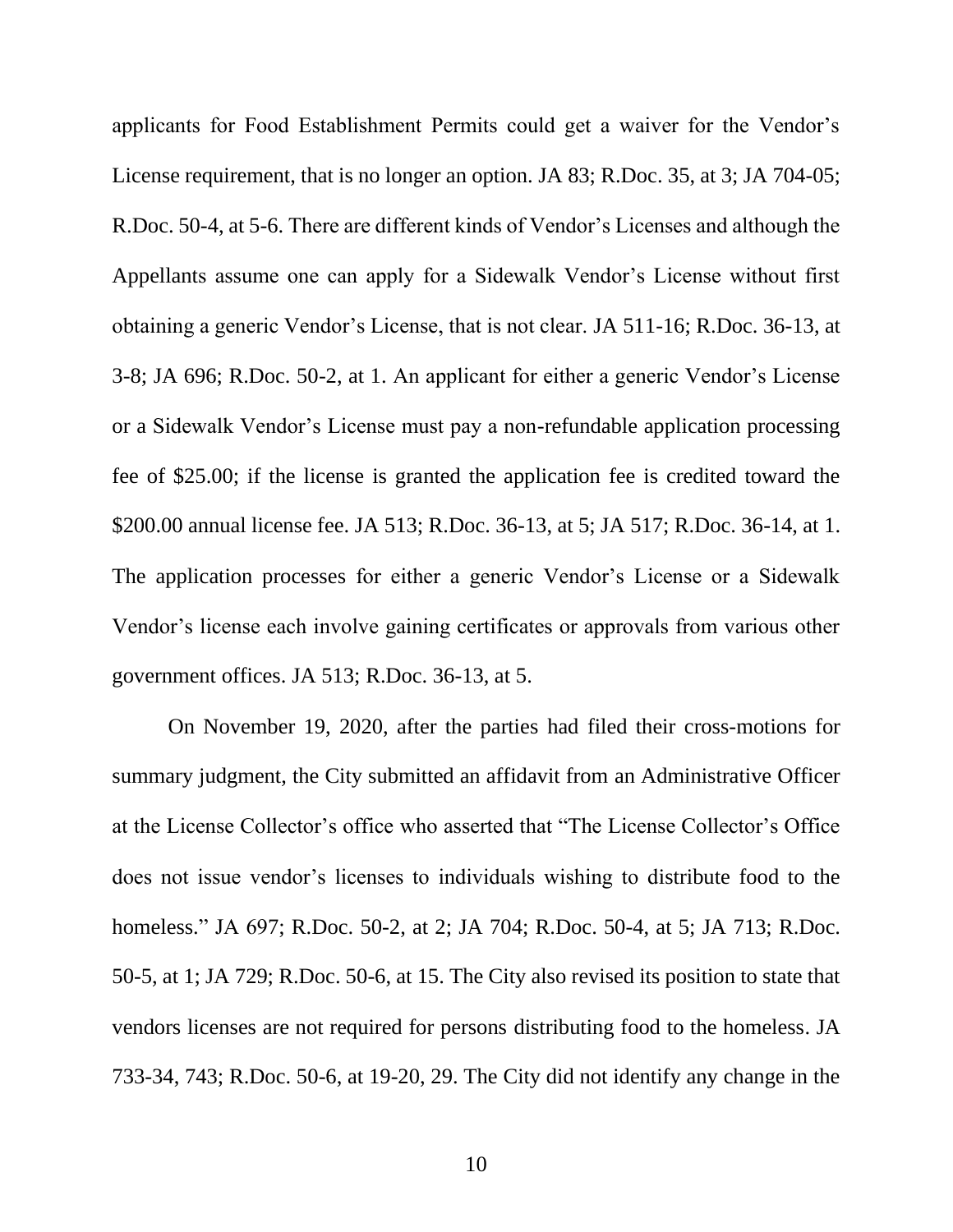applicants for Food Establishment Permits could get a waiver for the Vendor's License requirement, that is no longer an option. JA 83; R.Doc. 35, at 3; JA 704-05; R.Doc. 50-4, at 5-6. There are different kinds of Vendor's Licenses and although the Appellants assume one can apply for a Sidewalk Vendor's License without first obtaining a generic Vendor's License, that is not clear. JA 511-16; R.Doc. 36-13, at 3-8; JA 696; R.Doc. 50-2, at 1. An applicant for either a generic Vendor's License or a Sidewalk Vendor's License must pay a non-refundable application processing fee of $25.00; if the license is granted the application fee is credited toward the $200.00 annual license fee. JA 513; R.Doc. 36-13, at 5; JA 517; R.Doc. 36-14, at 1. The application processes for either a generic Vendor's License or a Sidewalk Vendor's license each involve gaining certificates or approvals from various other government offices. JA 513; R.Doc. 36-13, at 5.

On November 19, 2020, after the parties had filed their cross-motions for summary judgment, the City submitted an affidavit from an Administrative Officer at the License Collector's office who asserted that "The License Collector's Office does not issue vendor's licenses to individuals wishing to distribute food to the homeless." JA 697; R.Doc. 50-2, at 2; JA 704; R.Doc. 50-4, at 5; JA 713; R.Doc. 50-5, at 1; JA 729; R.Doc. 50-6, at 15. The City also revised its position to state that vendors licenses are not required for persons distributing food to the homeless. JA 733-34, 743; R.Doc. 50-6, at 19-20, 29. The City did not identify any change in the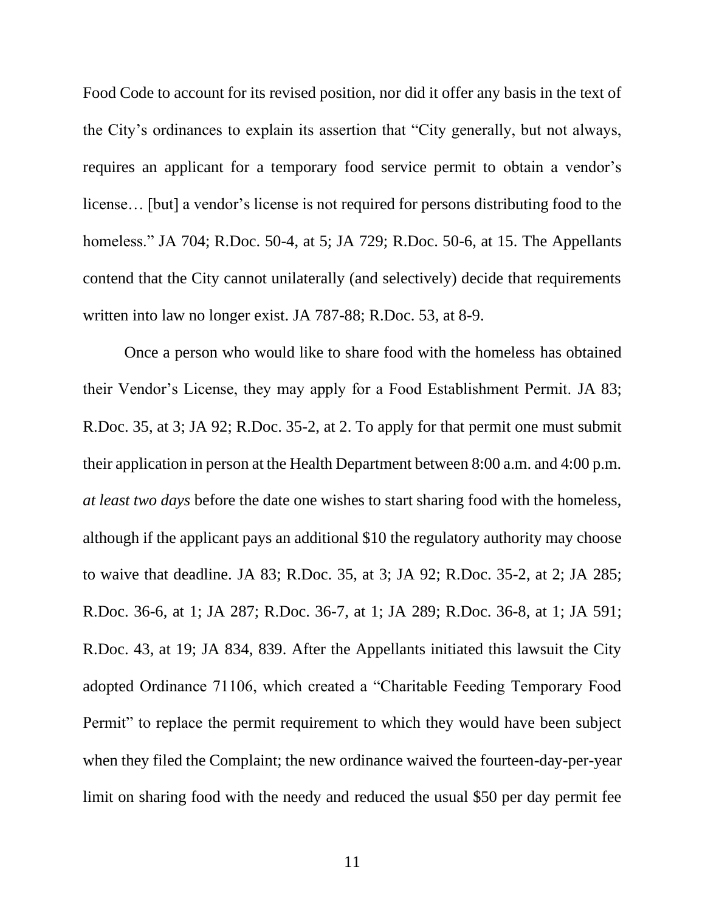Food Code to account for its revised position, nor did it offer any basis in the text of the City's ordinances to explain its assertion that "City generally, but not always, requires an applicant for a temporary food service permit to obtain a vendor's license… [but] a vendor's license is not required for persons distributing food to the homeless." JA 704; R.Doc. 50-4, at 5; JA 729; R.Doc. 50-6, at 15. The Appellants contend that the City cannot unilaterally (and selectively) decide that requirements written into law no longer exist. JA 787-88; R.Doc. 53, at 8-9.

Once a person who would like to share food with the homeless has obtained their Vendor's License, they may apply for a Food Establishment Permit. JA 83; R.Doc. 35, at 3; JA 92; R.Doc. 35-2, at 2. To apply for that permit one must submit their application in person at the Health Department between 8:00 a.m. and 4:00 p.m. *at least two days* before the date one wishes to start sharing food with the homeless, although if the applicant pays an additional $10 the regulatory authority may choose to waive that deadline. JA 83; R.Doc. 35, at 3; JA 92; R.Doc. 35-2, at 2; JA 285; R.Doc. 36-6, at 1; JA 287; R.Doc. 36-7, at 1; JA 289; R.Doc. 36-8, at 1; JA 591; R.Doc. 43, at 19; JA 834, 839. After the Appellants initiated this lawsuit the City adopted Ordinance 71106, which created a "Charitable Feeding Temporary Food Permit" to replace the permit requirement to which they would have been subject when they filed the Complaint; the new ordinance waived the fourteen-day-per-year limit on sharing food with the needy and reduced the usual $50 per day permit fee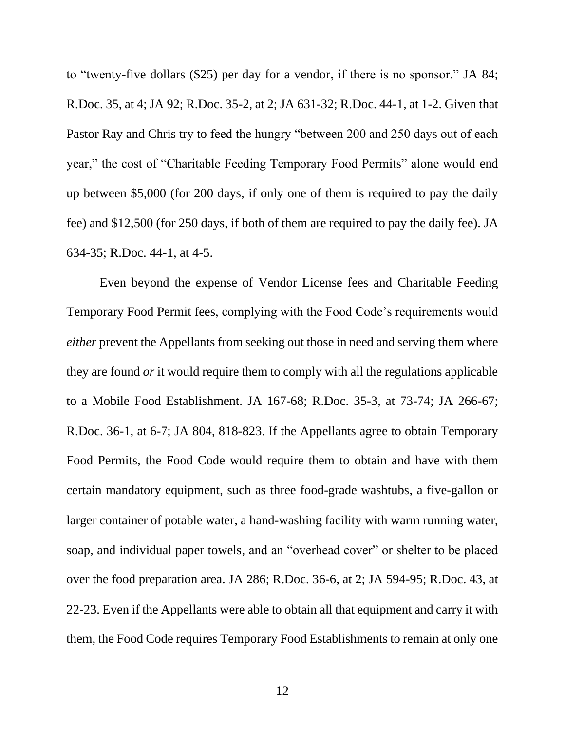to "twenty-five dollars ($25) per day for a vendor, if there is no sponsor." JA 84; R.Doc. 35, at 4; JA 92; R.Doc. 35-2, at 2; JA 631-32; R.Doc. 44-1, at 1-2. Given that Pastor Ray and Chris try to feed the hungry "between 200 and 250 days out of each year," the cost of "Charitable Feeding Temporary Food Permits" alone would end up between $5,000 (for 200 days, if only one of them is required to pay the daily fee) and $12,500 (for 250 days, if both of them are required to pay the daily fee). JA 634-35; R.Doc. 44-1, at 4-5.

Even beyond the expense of Vendor License fees and Charitable Feeding Temporary Food Permit fees, complying with the Food Code's requirements would *either* prevent the Appellants from seeking out those in need and serving them where they are found *or* it would require them to comply with all the regulations applicable to a Mobile Food Establishment. JA 167-68; R.Doc. 35-3, at 73-74; JA 266-67; R.Doc. 36-1, at 6-7; JA 804, 818-823. If the Appellants agree to obtain Temporary Food Permits, the Food Code would require them to obtain and have with them certain mandatory equipment, such as three food-grade washtubs, a five-gallon or larger container of potable water, a hand-washing facility with warm running water, soap, and individual paper towels, and an "overhead cover" or shelter to be placed over the food preparation area. JA 286; R.Doc. 36-6, at 2; JA 594-95; R.Doc. 43, at 22-23. Even if the Appellants were able to obtain all that equipment and carry it with them, the Food Code requires Temporary Food Establishments to remain at only one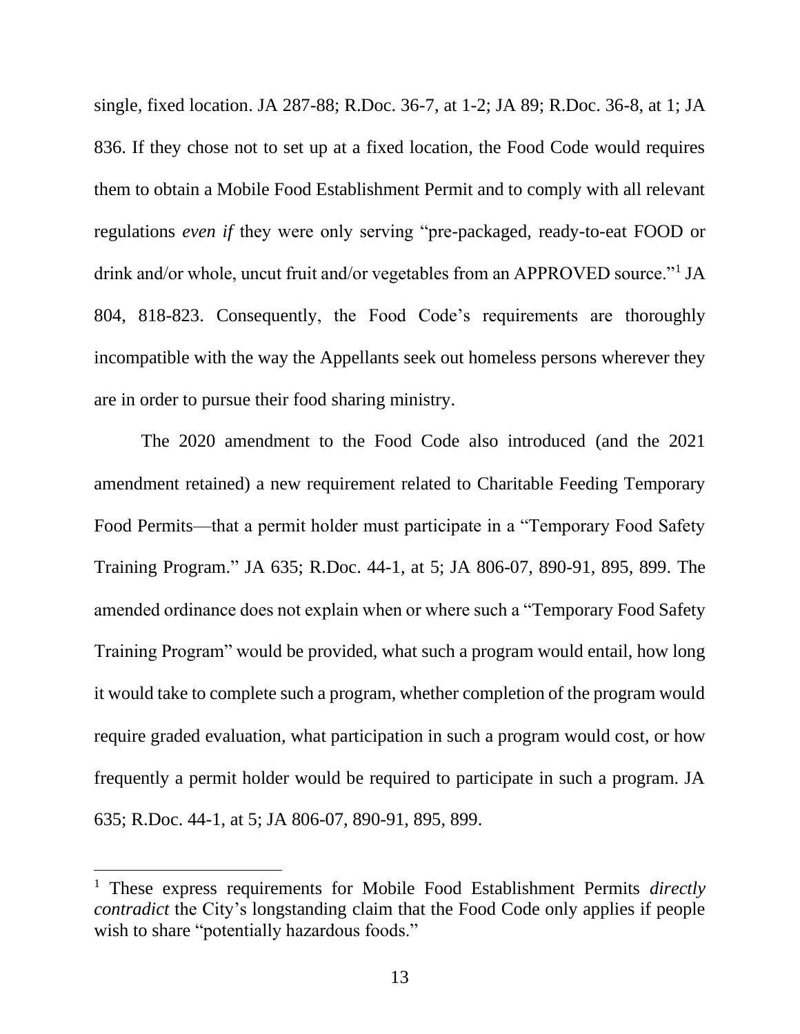single, fixed location. JA 287-88; R.Doc. 36-7, at 1-2; JA 89; R.Doc. 36-8, at 1; JA 836. If they chose not to set up at a fixed location, the Food Code would requires them to obtain a Mobile Food Establishment Permit and to comply with all relevant regulations *even if* they were only serving "pre-packaged, ready-to-eat FOOD or drink and/or whole, uncut fruit and/or vegetables from an APPROVED source."[1] JA 804, 818-823. Consequently, the Food Code's requirements are thoroughly incompatible with the way the Appellants seek out homeless persons wherever they are in order to pursue their food sharing ministry.

The 2020 amendment to the Food Code also introduced (and the 2021 amendment retained) a new requirement related to Charitable Feeding Temporary Food Permits—that a permit holder must participate in a "Temporary Food Safety Training Program." JA 635; R.Doc. 44-1, at 5; JA 806-07, 890-91, 895, 899. The amended ordinance does not explain when or where such a "Temporary Food Safety Training Program" would be provided, what such a program would entail, how long it would take to complete such a program, whether completion of the program would require graded evaluation, what participation in such a program would cost, or how frequently a permit holder would be required to participate in such a program. JA 635; R.Doc. 44-1, at 5; JA 806-07, 890-91, 895, 899.

---

[1] These express requirements for Mobile Food Establishment Permits *directly contradict* the City's longstanding claim that the Food Code only applies if people wish to share "potentially hazardous foods."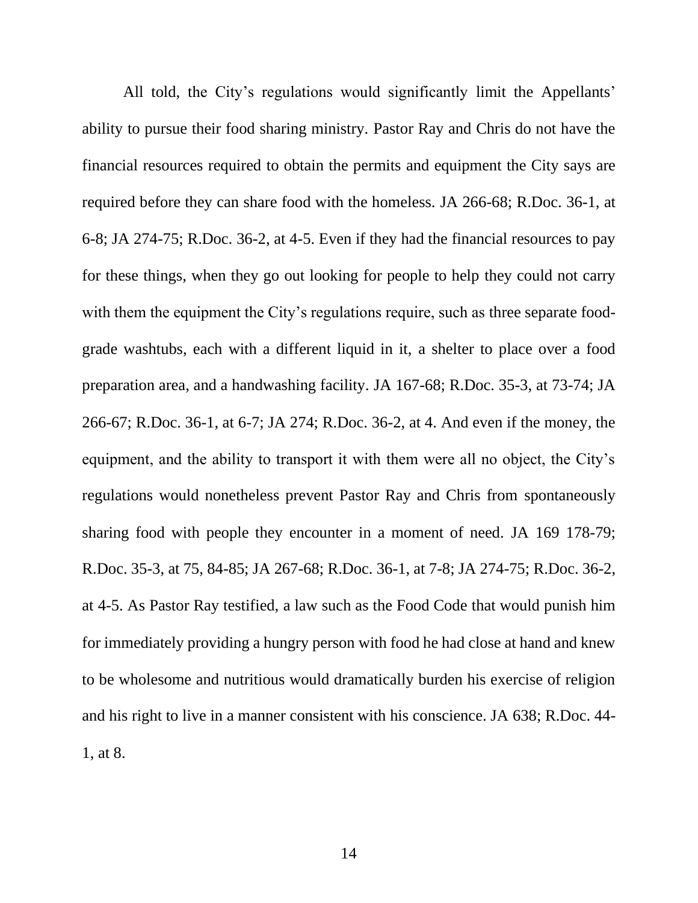All told, the City's regulations would significantly limit the Appellants' ability to pursue their food sharing ministry. Pastor Ray and Chris do not have the financial resources required to obtain the permits and equipment the City says are required before they can share food with the homeless. JA 266-68; R.Doc. 36-1, at 6-8; JA 274-75; R.Doc. 36-2, at 4-5. Even if they had the financial resources to pay for these things, when they go out looking for people to help they could not carry with them the equipment the City's regulations require, such as three separate food-grade washtubs, each with a different liquid in it, a shelter to place over a food preparation area, and a handwashing facility. JA 167-68; R.Doc. 35-3, at 73-74; JA 266-67; R.Doc. 36-1, at 6-7; JA 274; R.Doc. 36-2, at 4. And even if the money, the equipment, and the ability to transport it with them were all no object, the City's regulations would nonetheless prevent Pastor Ray and Chris from spontaneously sharing food with people they encounter in a moment of need. JA 169 178-79; R.Doc. 35-3, at 75, 84-85; JA 267-68; R.Doc. 36-1, at 7-8; JA 274-75; R.Doc. 36-2, at 4-5. As Pastor Ray testified, a law such as the Food Code that would punish him for immediately providing a hungry person with food he had close at hand and knew to be wholesome and nutritious would dramatically burden his exercise of religion and his right to live in a manner consistent with his conscience. JA 638; R.Doc. 44-1, at 8.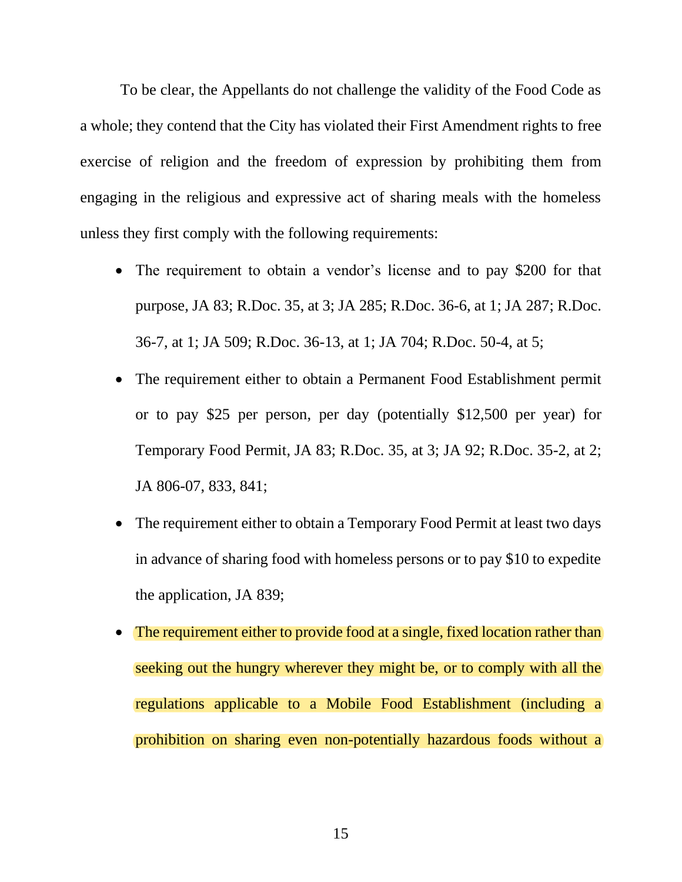To be clear, the Appellants do not challenge the validity of the Food Code as a whole; they contend that the City has violated their First Amendment rights to free exercise of religion and the freedom of expression by prohibiting them from engaging in the religious and expressive act of sharing meals with the homeless unless they first comply with the following requirements:

- The requirement to obtain a vendor's license and to pay $200 for that purpose, JA 83; R.Doc. 35, at 3; JA 285; R.Doc. 36-6, at 1; JA 287; R.Doc. 36-7, at 1; JA 509; R.Doc. 36-13, at 1; JA 704; R.Doc. 50-4, at 5;
- The requirement either to obtain a Permanent Food Establishment permit or to pay $25 per person, per day (potentially $12,500 per year) for Temporary Food Permit, JA 83; R.Doc. 35, at 3; JA 92; R.Doc. 35-2, at 2; JA 806-07, 833, 841;
- The requirement either to obtain a Temporary Food Permit at least two days in advance of sharing food with homeless persons or to pay $10 to expedite the application, JA 839;
- The requirement either to provide food at a single, fixed location rather than seeking out the hungry wherever they might be, or to comply with all the regulations applicable to a Mobile Food Establishment (including a prohibition on sharing even non-potentially hazardous foods without a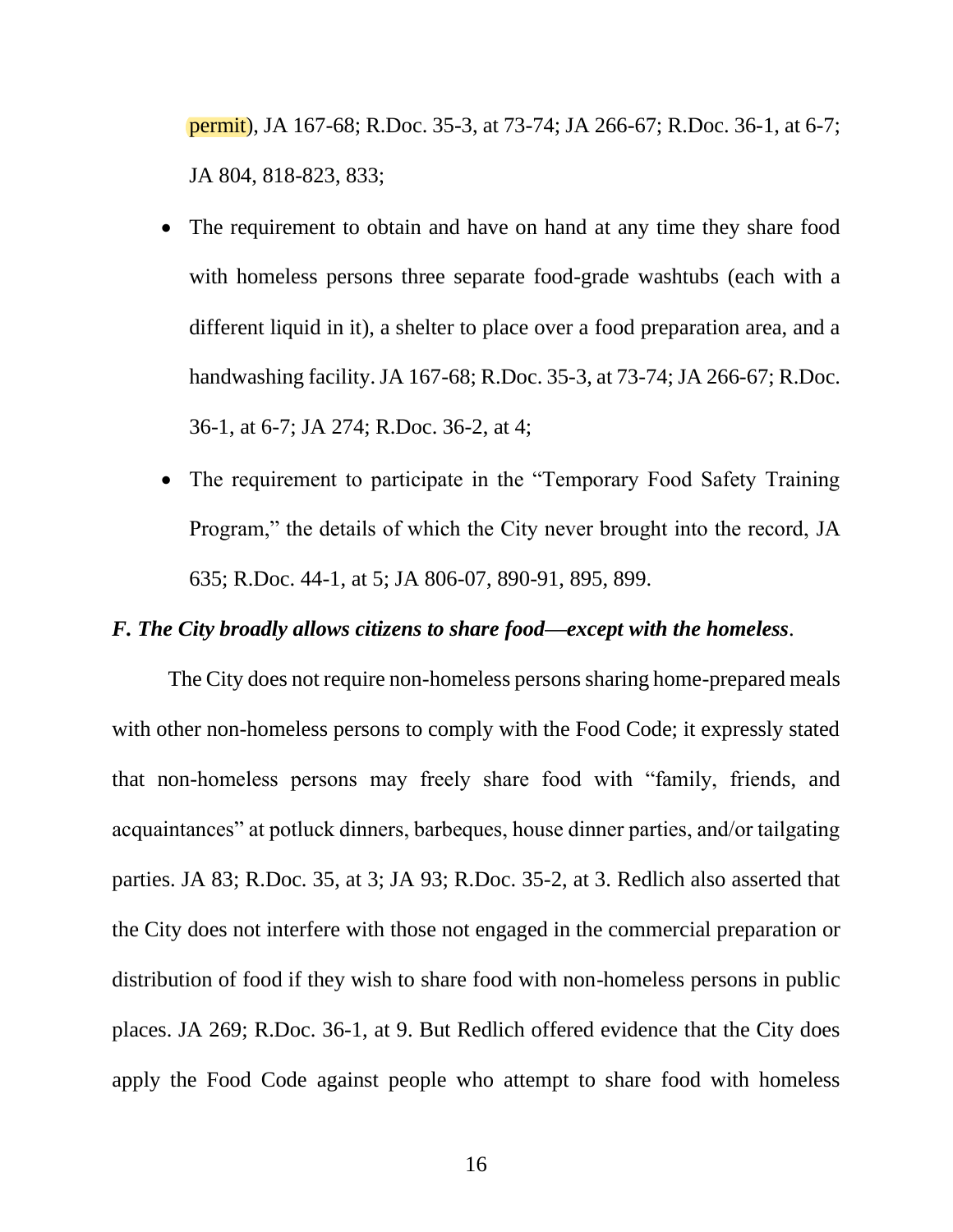permit), JA 167-68; R.Doc. 35-3, at 73-74; JA 266-67; R.Doc. 36-1, at 6-7; JA 804, 818-823, 833;

- The requirement to obtain and have on hand at any time they share food with homeless persons three separate food-grade washtubs (each with a different liquid in it), a shelter to place over a food preparation area, and a handwashing facility. JA 167-68; R.Doc. 35-3, at 73-74; JA 266-67; R.Doc. 36-1, at 6-7; JA 274; R.Doc. 36-2, at 4;
- The requirement to participate in the "Temporary Food Safety Training Program," the details of which the City never brought into the record, JA 635; R.Doc. 44-1, at 5; JA 806-07, 890-91, 895, 899.

***F. The City broadly allows citizens to share food—except with the homeless*.**

The City does not require non-homeless persons sharing home-prepared meals with other non-homeless persons to comply with the Food Code; it expressly stated that non-homeless persons may freely share food with "family, friends, and acquaintances" at potluck dinners, barbeques, house dinner parties, and/or tailgating parties. JA 83; R.Doc. 35, at 3; JA 93; R.Doc. 35-2, at 3. Redlich also asserted that the City does not interfere with those not engaged in the commercial preparation or distribution of food if they wish to share food with non-homeless persons in public places. JA 269; R.Doc. 36-1, at 9. But Redlich offered evidence that the City does apply the Food Code against people who attempt to share food with homeless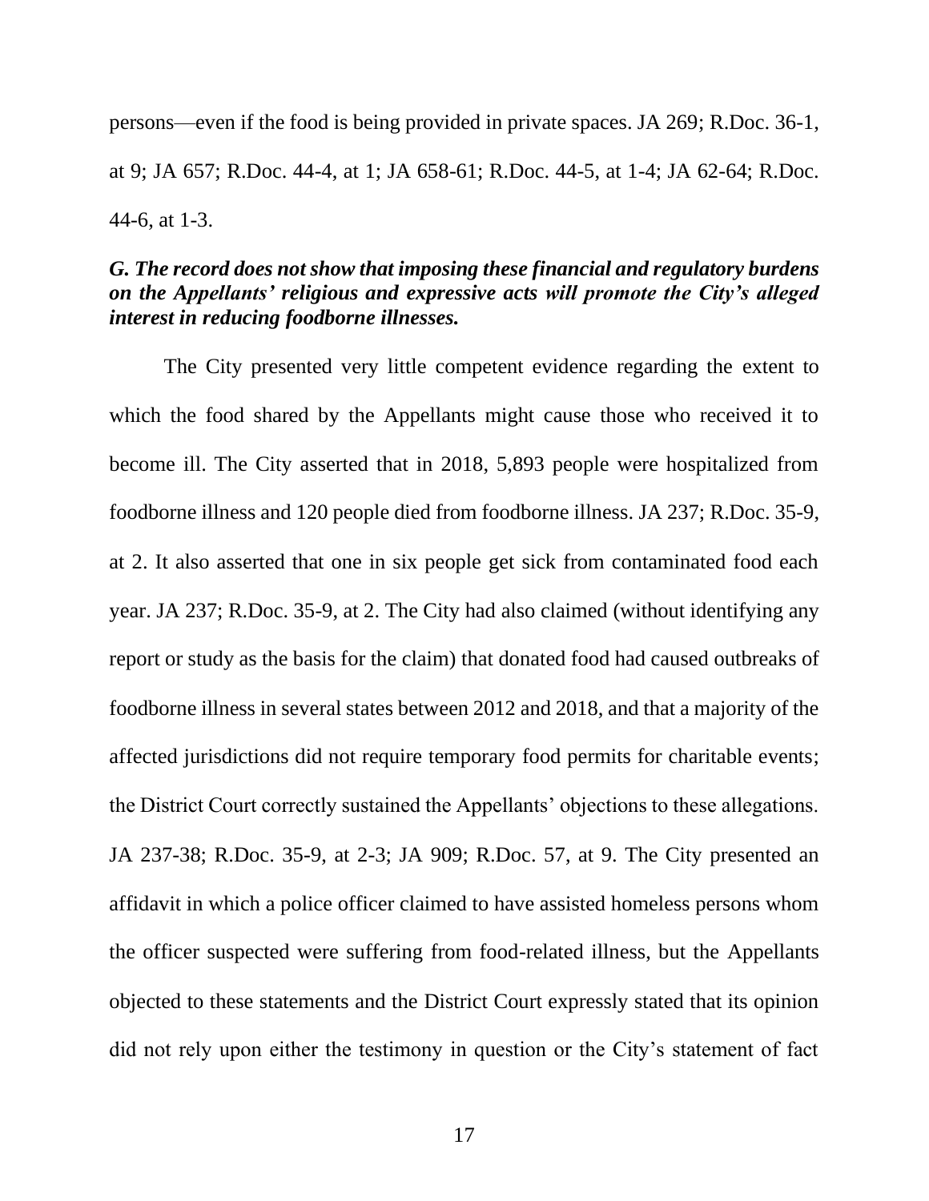persons—even if the food is being provided in private spaces. JA 269; R.Doc. 36-1, at 9; JA 657; R.Doc. 44-4, at 1; JA 658-61; R.Doc. 44-5, at 1-4; JA 62-64; R.Doc. 44-6, at 1-3.

### *G. The record does not show that imposing these financial and regulatory burdens on the Appellants' religious and expressive acts will promote the City's alleged interest in reducing foodborne illnesses.*

The City presented very little competent evidence regarding the extent to which the food shared by the Appellants might cause those who received it to become ill. The City asserted that in 2018, 5,893 people were hospitalized from foodborne illness and 120 people died from foodborne illness. JA 237; R.Doc. 35-9, at 2. It also asserted that one in six people get sick from contaminated food each year. JA 237; R.Doc. 35-9, at 2. The City had also claimed (without identifying any report or study as the basis for the claim) that donated food had caused outbreaks of foodborne illness in several states between 2012 and 2018, and that a majority of the affected jurisdictions did not require temporary food permits for charitable events; the District Court correctly sustained the Appellants' objections to these allegations. JA 237-38; R.Doc. 35-9, at 2-3; JA 909; R.Doc. 57, at 9. The City presented an affidavit in which a police officer claimed to have assisted homeless persons whom the officer suspected were suffering from food-related illness, but the Appellants objected to these statements and the District Court expressly stated that its opinion did not rely upon either the testimony in question or the City's statement of fact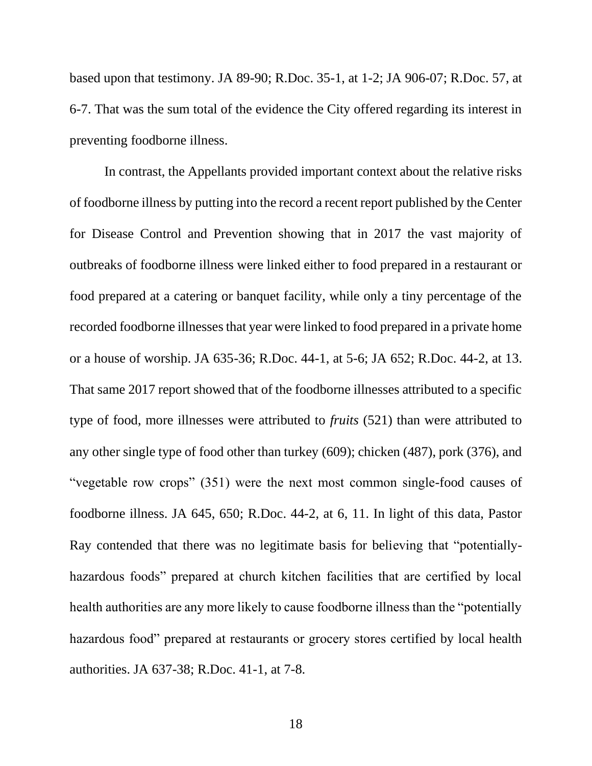based upon that testimony. JA 89-90; R.Doc. 35-1, at 1-2; JA 906-07; R.Doc. 57, at 6-7. That was the sum total of the evidence the City offered regarding its interest in preventing foodborne illness.

In contrast, the Appellants provided important context about the relative risks of foodborne illness by putting into the record a recent report published by the Center for Disease Control and Prevention showing that in 2017 the vast majority of outbreaks of foodborne illness were linked either to food prepared in a restaurant or food prepared at a catering or banquet facility, while only a tiny percentage of the recorded foodborne illnesses that year were linked to food prepared in a private home or a house of worship. JA 635-36; R.Doc. 44-1, at 5-6; JA 652; R.Doc. 44-2, at 13. That same 2017 report showed that of the foodborne illnesses attributed to a specific type of food, more illnesses were attributed to *fruits* (521) than were attributed to any other single type of food other than turkey (609); chicken (487), pork (376), and "vegetable row crops" (351) were the next most common single-food causes of foodborne illness. JA 645, 650; R.Doc. 44-2, at 6, 11. In light of this data, Pastor Ray contended that there was no legitimate basis for believing that "potentially-hazardous foods" prepared at church kitchen facilities that are certified by local health authorities are any more likely to cause foodborne illness than the "potentially hazardous food" prepared at restaurants or grocery stores certified by local health authorities. JA 637-38; R.Doc. 41-1, at 7-8.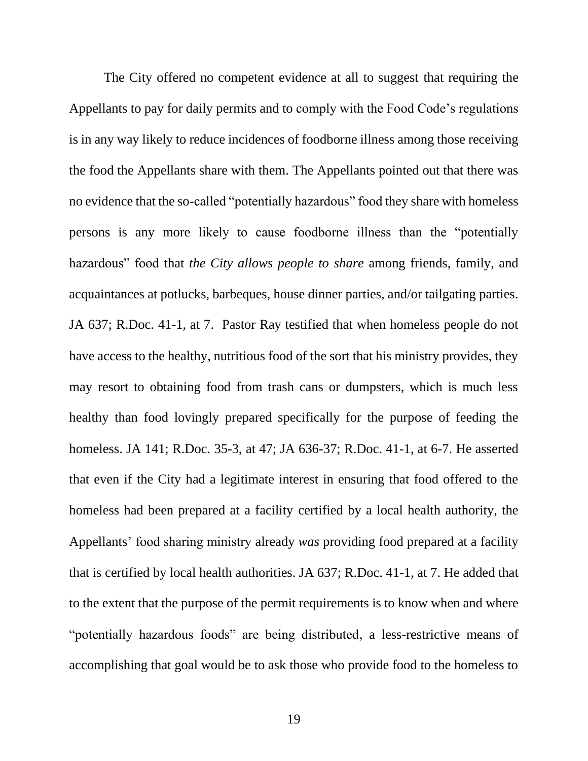The City offered no competent evidence at all to suggest that requiring the Appellants to pay for daily permits and to comply with the Food Code's regulations is in any way likely to reduce incidences of foodborne illness among those receiving the food the Appellants share with them. The Appellants pointed out that there was no evidence that the so-called "potentially hazardous" food they share with homeless persons is any more likely to cause foodborne illness than the "potentially hazardous" food that *the City allows people to share* among friends, family, and acquaintances at potlucks, barbeques, house dinner parties, and/or tailgating parties. JA 637; R.Doc. 41-1, at 7. Pastor Ray testified that when homeless people do not have access to the healthy, nutritious food of the sort that his ministry provides, they may resort to obtaining food from trash cans or dumpsters, which is much less healthy than food lovingly prepared specifically for the purpose of feeding the homeless. JA 141; R.Doc. 35-3, at 47; JA 636-37; R.Doc. 41-1, at 6-7. He asserted that even if the City had a legitimate interest in ensuring that food offered to the homeless had been prepared at a facility certified by a local health authority, the Appellants' food sharing ministry already *was* providing food prepared at a facility that is certified by local health authorities. JA 637; R.Doc. 41-1, at 7. He added that to the extent that the purpose of the permit requirements is to know when and where "potentially hazardous foods" are being distributed, a less-restrictive means of accomplishing that goal would be to ask those who provide food to the homeless to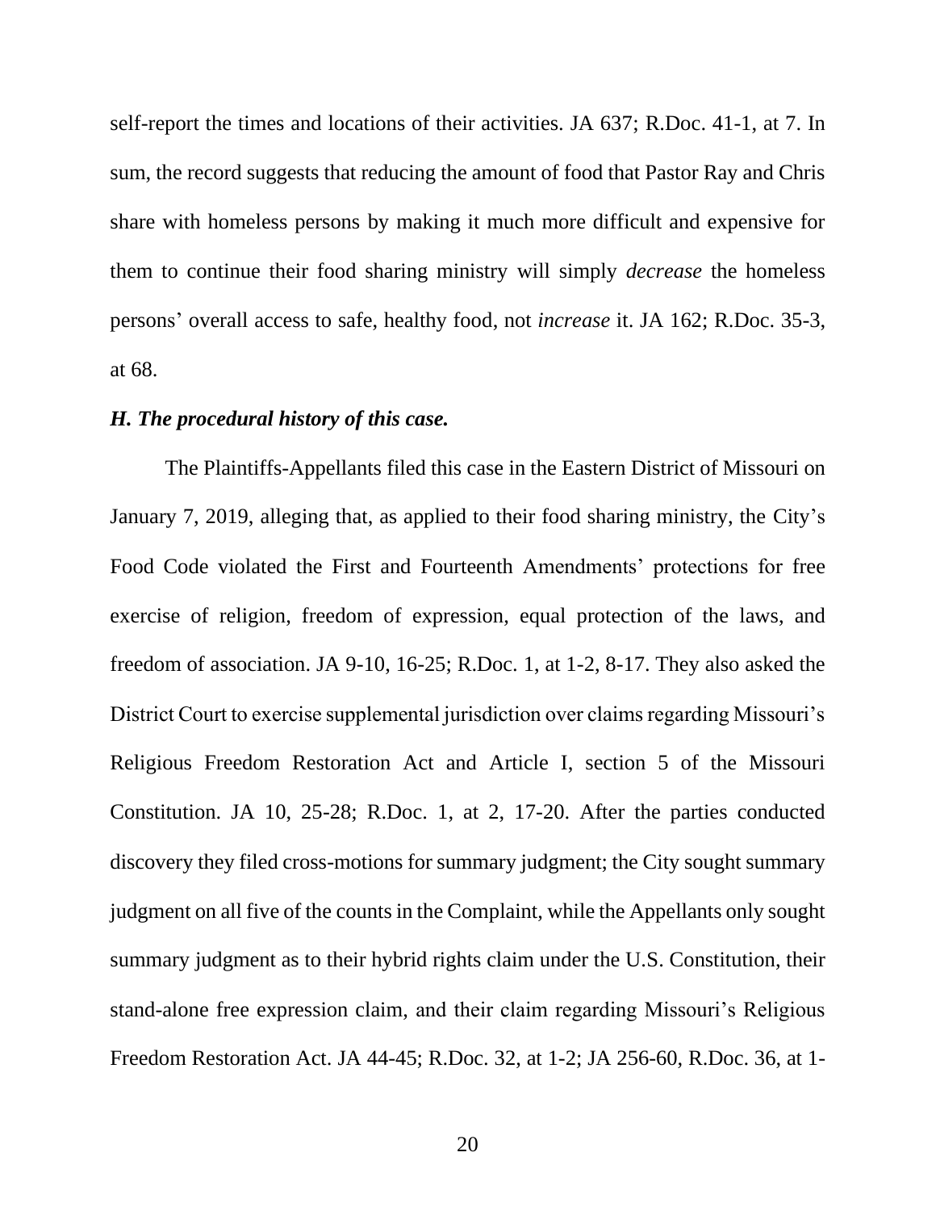self-report the times and locations of their activities. JA 637; R.Doc. 41-1, at 7. In sum, the record suggests that reducing the amount of food that Pastor Ray and Chris share with homeless persons by making it much more difficult and expensive for them to continue their food sharing ministry will simply *decrease* the homeless persons' overall access to safe, healthy food, not *increase* it. JA 162; R.Doc. 35-3, at 68.

### *H. The procedural history of this case.*

The Plaintiffs-Appellants filed this case in the Eastern District of Missouri on January 7, 2019, alleging that, as applied to their food sharing ministry, the City's Food Code violated the First and Fourteenth Amendments' protections for free exercise of religion, freedom of expression, equal protection of the laws, and freedom of association. JA 9-10, 16-25; R.Doc. 1, at 1-2, 8-17. They also asked the District Court to exercise supplemental jurisdiction over claims regarding Missouri's Religious Freedom Restoration Act and Article I, section 5 of the Missouri Constitution. JA 10, 25-28; R.Doc. 1, at 2, 17-20. After the parties conducted discovery they filed cross-motions for summary judgment; the City sought summary judgment on all five of the counts in the Complaint, while the Appellants only sought summary judgment as to their hybrid rights claim under the U.S. Constitution, their stand-alone free expression claim, and their claim regarding Missouri's Religious Freedom Restoration Act. JA 44-45; R.Doc. 32, at 1-2; JA 256-60, R.Doc. 36, at 1-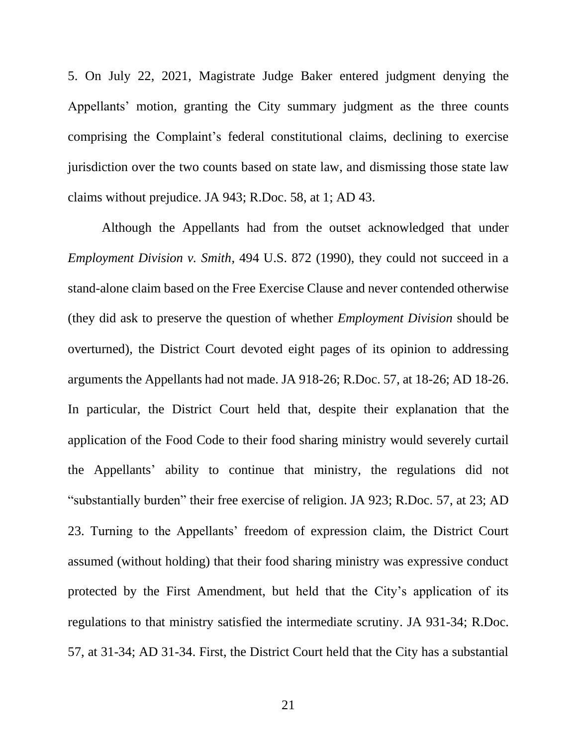5. On July 22, 2021, Magistrate Judge Baker entered judgment denying the Appellants' motion, granting the City summary judgment as the three counts comprising the Complaint's federal constitutional claims, declining to exercise jurisdiction over the two counts based on state law, and dismissing those state law claims without prejudice. JA 943; R.Doc. 58, at 1; AD 43.

Although the Appellants had from the outset acknowledged that under *Employment Division v. Smith*, 494 U.S. 872 (1990), they could not succeed in a stand-alone claim based on the Free Exercise Clause and never contended otherwise (they did ask to preserve the question of whether *Employment Division* should be overturned), the District Court devoted eight pages of its opinion to addressing arguments the Appellants had not made. JA 918-26; R.Doc. 57, at 18-26; AD 18-26. In particular, the District Court held that, despite their explanation that the application of the Food Code to their food sharing ministry would severely curtail the Appellants' ability to continue that ministry, the regulations did not "substantially burden" their free exercise of religion. JA 923; R.Doc. 57, at 23; AD 23. Turning to the Appellants' freedom of expression claim, the District Court assumed (without holding) that their food sharing ministry was expressive conduct protected by the First Amendment, but held that the City's application of its regulations to that ministry satisfied the intermediate scrutiny. JA 931-34; R.Doc. 57, at 31-34; AD 31-34. First, the District Court held that the City has a substantial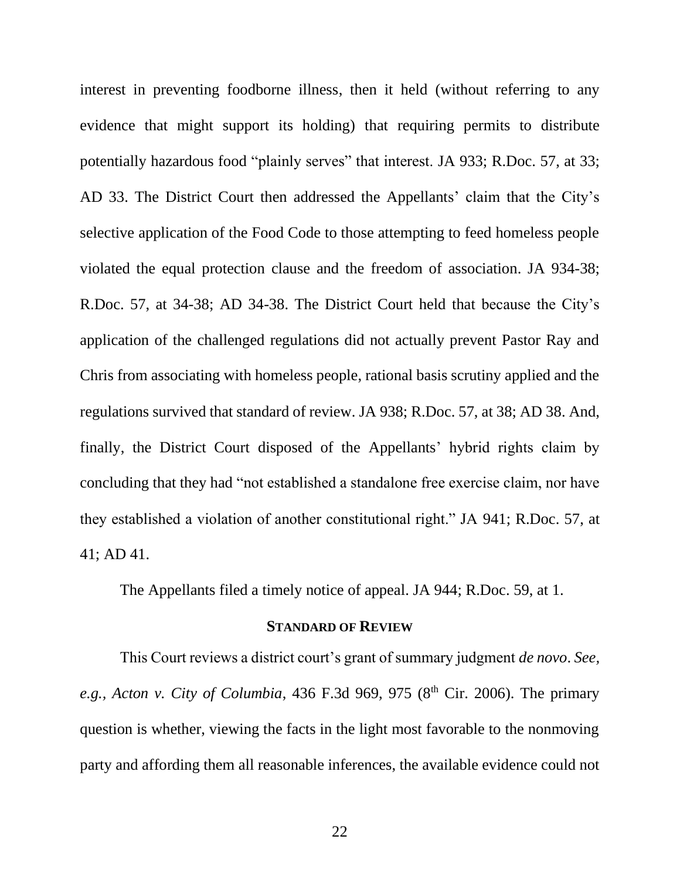interest in preventing foodborne illness, then it held (without referring to any evidence that might support its holding) that requiring permits to distribute potentially hazardous food "plainly serves" that interest. JA 933; R.Doc. 57, at 33; AD 33. The District Court then addressed the Appellants' claim that the City's selective application of the Food Code to those attempting to feed homeless people violated the equal protection clause and the freedom of association. JA 934-38; R.Doc. 57, at 34-38; AD 34-38. The District Court held that because the City's application of the challenged regulations did not actually prevent Pastor Ray and Chris from associating with homeless people, rational basis scrutiny applied and the regulations survived that standard of review. JA 938; R.Doc. 57, at 38; AD 38. And, finally, the District Court disposed of the Appellants' hybrid rights claim by concluding that they had "not established a standalone free exercise claim, nor have they established a violation of another constitutional right." JA 941; R.Doc. 57, at 41; AD 41.

The Appellants filed a timely notice of appeal. JA 944; R.Doc. 59, at 1.

## STANDARD OF REVIEW

This Court reviews a district court's grant of summary judgment *de novo*. *See, e.g.*, *Acton v. City of Columbia*, 436 F.3d 969, 975 (8th Cir. 2006). The primary question is whether, viewing the facts in the light most favorable to the nonmoving party and affording them all reasonable inferences, the available evidence could not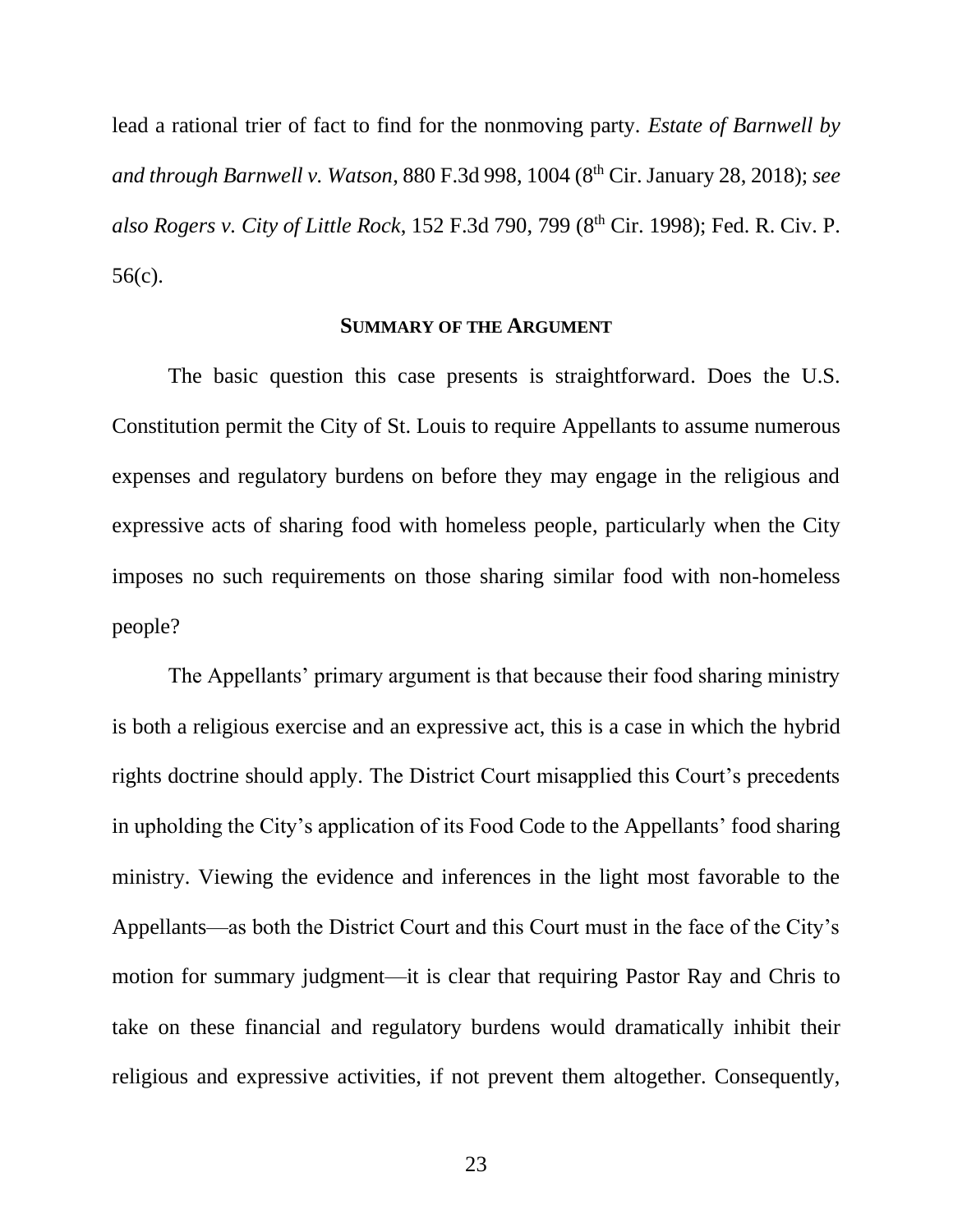lead a rational trier of fact to find for the nonmoving party. *Estate of Barnwell by and through Barnwell v. Watson*, 880 F.3d 998, 1004 (8th Cir. January 28, 2018); *see also Rogers v. City of Little Rock*, 152 F.3d 790, 799 (8th Cir. 1998); Fed. R. Civ. P. 56(c).

## SUMMARY OF THE ARGUMENT

The basic question this case presents is straightforward. Does the U.S. Constitution permit the City of St. Louis to require Appellants to assume numerous expenses and regulatory burdens on before they may engage in the religious and expressive acts of sharing food with homeless people, particularly when the City imposes no such requirements on those sharing similar food with non-homeless people?

The Appellants' primary argument is that because their food sharing ministry is both a religious exercise and an expressive act, this is a case in which the hybrid rights doctrine should apply. The District Court misapplied this Court's precedents in upholding the City's application of its Food Code to the Appellants' food sharing ministry. Viewing the evidence and inferences in the light most favorable to the Appellants—as both the District Court and this Court must in the face of the City's motion for summary judgment—it is clear that requiring Pastor Ray and Chris to take on these financial and regulatory burdens would dramatically inhibit their religious and expressive activities, if not prevent them altogether. Consequently,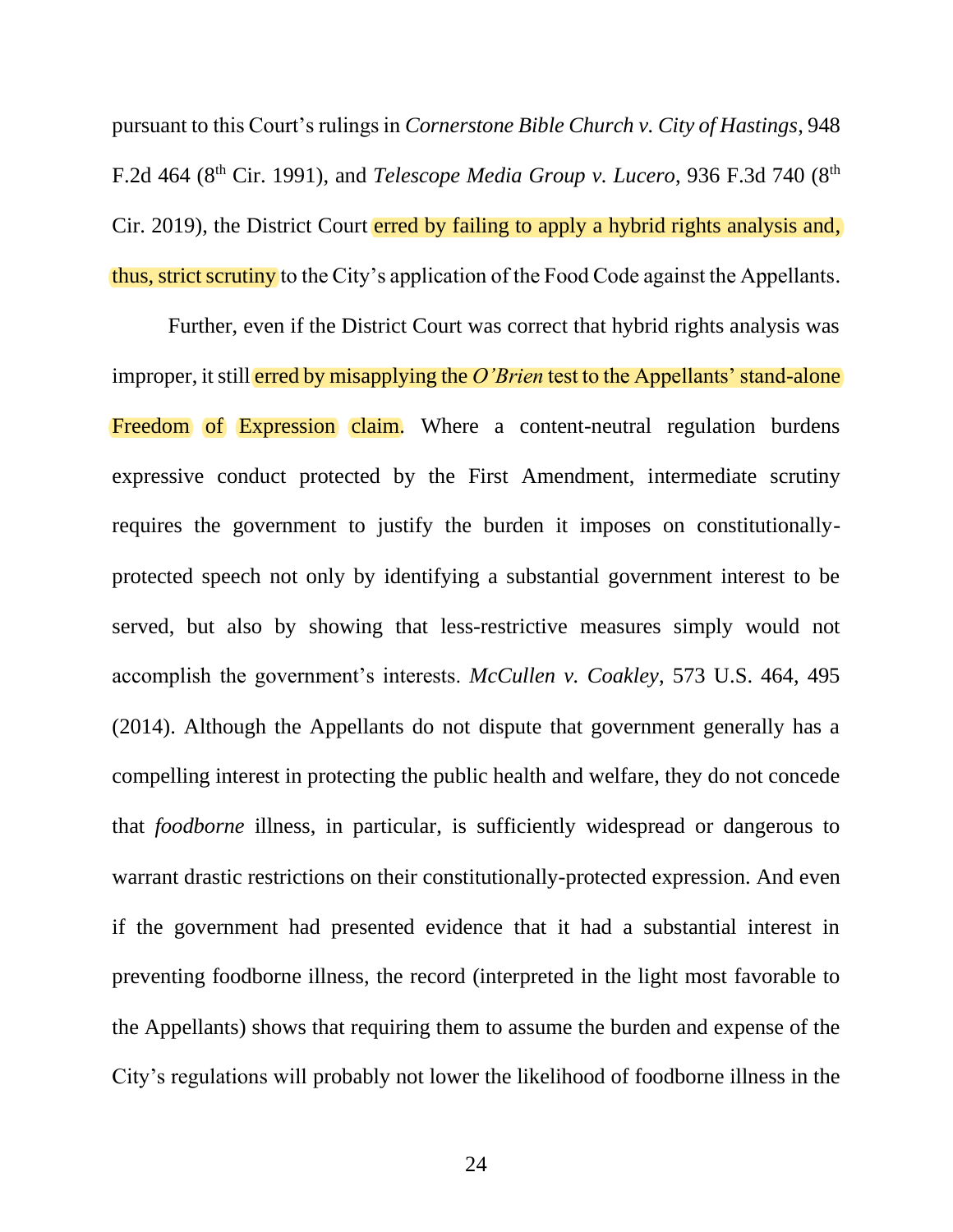pursuant to this Court's rulings in *Cornerstone Bible Church v. City of Hastings*, 948 F.2d 464 (8th Cir. 1991), and *Telescope Media Group v. Lucero*, 936 F.3d 740 (8th Cir. 2019), the District Court erred by failing to apply a hybrid rights analysis and, thus, strict scrutiny to the City's application of the Food Code against the Appellants.

Further, even if the District Court was correct that hybrid rights analysis was improper, it still erred by misapplying the *O'Brien* test to the Appellants' stand-alone Freedom of Expression claim. Where a content-neutral regulation burdens expressive conduct protected by the First Amendment, intermediate scrutiny requires the government to justify the burden it imposes on constitutionally-protected speech not only by identifying a substantial government interest to be served, but also by showing that less-restrictive measures simply would not accomplish the government's interests. *McCullen v. Coakley*, 573 U.S. 464, 495 (2014). Although the Appellants do not dispute that government generally has a compelling interest in protecting the public health and welfare, they do not concede that *foodborne* illness, in particular, is sufficiently widespread or dangerous to warrant drastic restrictions on their constitutionally-protected expression. And even if the government had presented evidence that it had a substantial interest in preventing foodborne illness, the record (interpreted in the light most favorable to the Appellants) shows that requiring them to assume the burden and expense of the City's regulations will probably not lower the likelihood of foodborne illness in the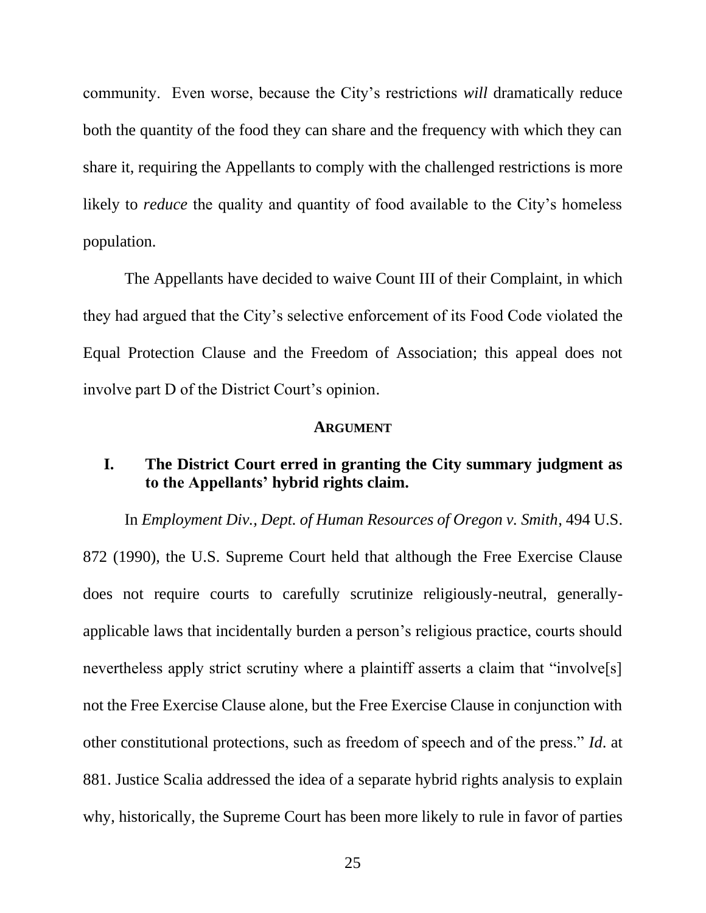community. Even worse, because the City's restrictions *will* dramatically reduce both the quantity of the food they can share and the frequency with which they can share it, requiring the Appellants to comply with the challenged restrictions is more likely to *reduce* the quality and quantity of food available to the City's homeless population.

The Appellants have decided to waive Count III of their Complaint, in which they had argued that the City's selective enforcement of its Food Code violated the Equal Protection Clause and the Freedom of Association; this appeal does not involve part D of the District Court's opinion.

## ARGUMENT

### I. The District Court erred in granting the City summary judgment as to the Appellants' hybrid rights claim.

In *Employment Div., Dept. of Human Resources of Oregon v. Smith*, 494 U.S. 872 (1990), the U.S. Supreme Court held that although the Free Exercise Clause does not require courts to carefully scrutinize religiously-neutral, generally-applicable laws that incidentally burden a person's religious practice, courts should nevertheless apply strict scrutiny where a plaintiff asserts a claim that "involve[s] not the Free Exercise Clause alone, but the Free Exercise Clause in conjunction with other constitutional protections, such as freedom of speech and of the press." *Id.* at 881. Justice Scalia addressed the idea of a separate hybrid rights analysis to explain why, historically, the Supreme Court has been more likely to rule in favor of parties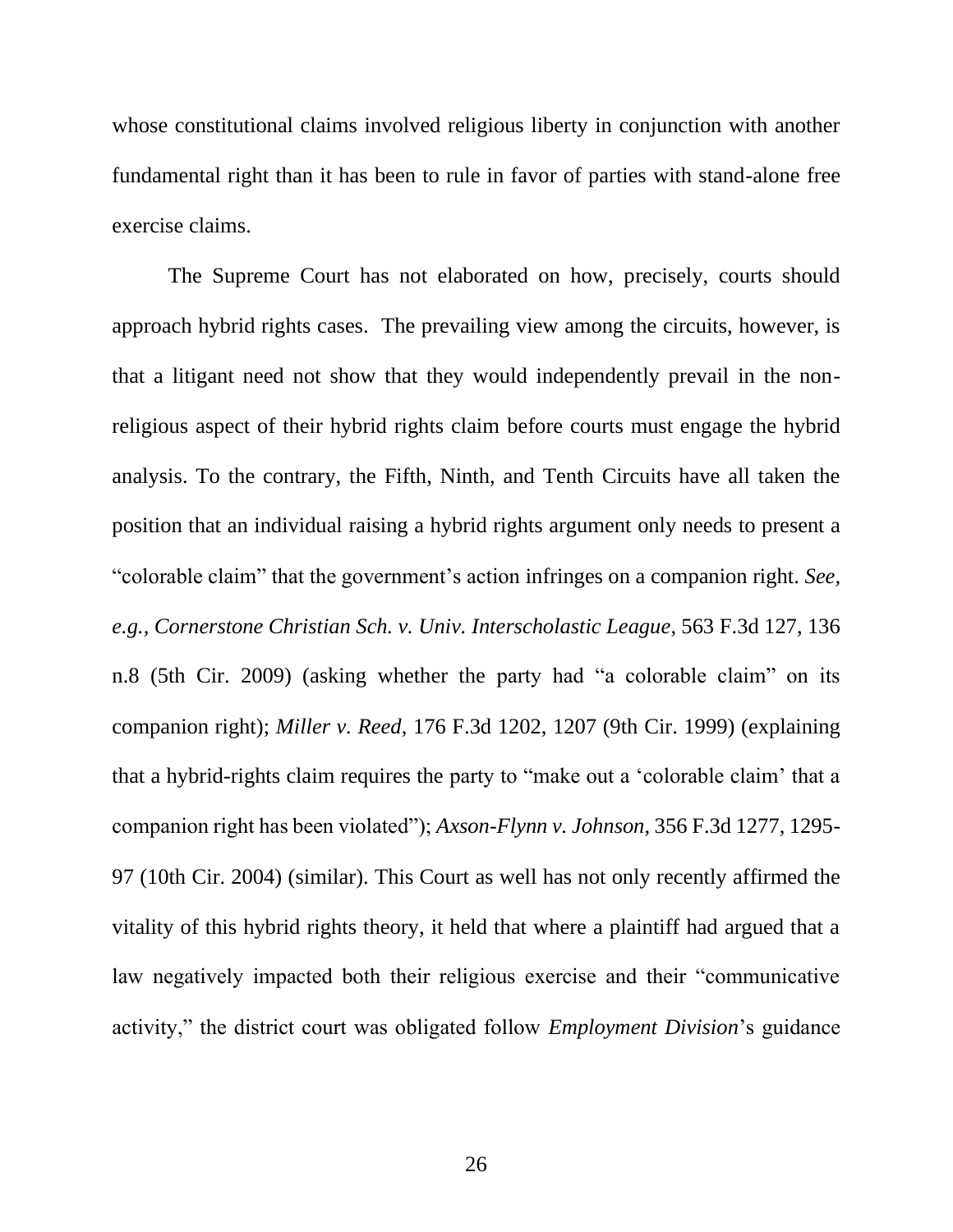whose constitutional claims involved religious liberty in conjunction with another fundamental right than it has been to rule in favor of parties with stand-alone free exercise claims.

The Supreme Court has not elaborated on how, precisely, courts should approach hybrid rights cases. The prevailing view among the circuits, however, is that a litigant need not show that they would independently prevail in the non-religious aspect of their hybrid rights claim before courts must engage the hybrid analysis. To the contrary, the Fifth, Ninth, and Tenth Circuits have all taken the position that an individual raising a hybrid rights argument only needs to present a "colorable claim" that the government's action infringes on a companion right. *See, e.g.*, *Cornerstone Christian Sch. v. Univ. Interscholastic League*, 563 F.3d 127, 136 n.8 (5th Cir. 2009) (asking whether the party had "a colorable claim" on its companion right); *Miller v. Reed*, 176 F.3d 1202, 1207 (9th Cir. 1999) (explaining that a hybrid-rights claim requires the party to "make out a 'colorable claim' that a companion right has been violated"); *Axson-Flynn v. Johnson*, 356 F.3d 1277, 1295-97 (10th Cir. 2004) (similar). This Court as well has not only recently affirmed the vitality of this hybrid rights theory, it held that where a plaintiff had argued that a law negatively impacted both their religious exercise and their "communicative activity," the district court was obligated follow *Employment Division*'s guidance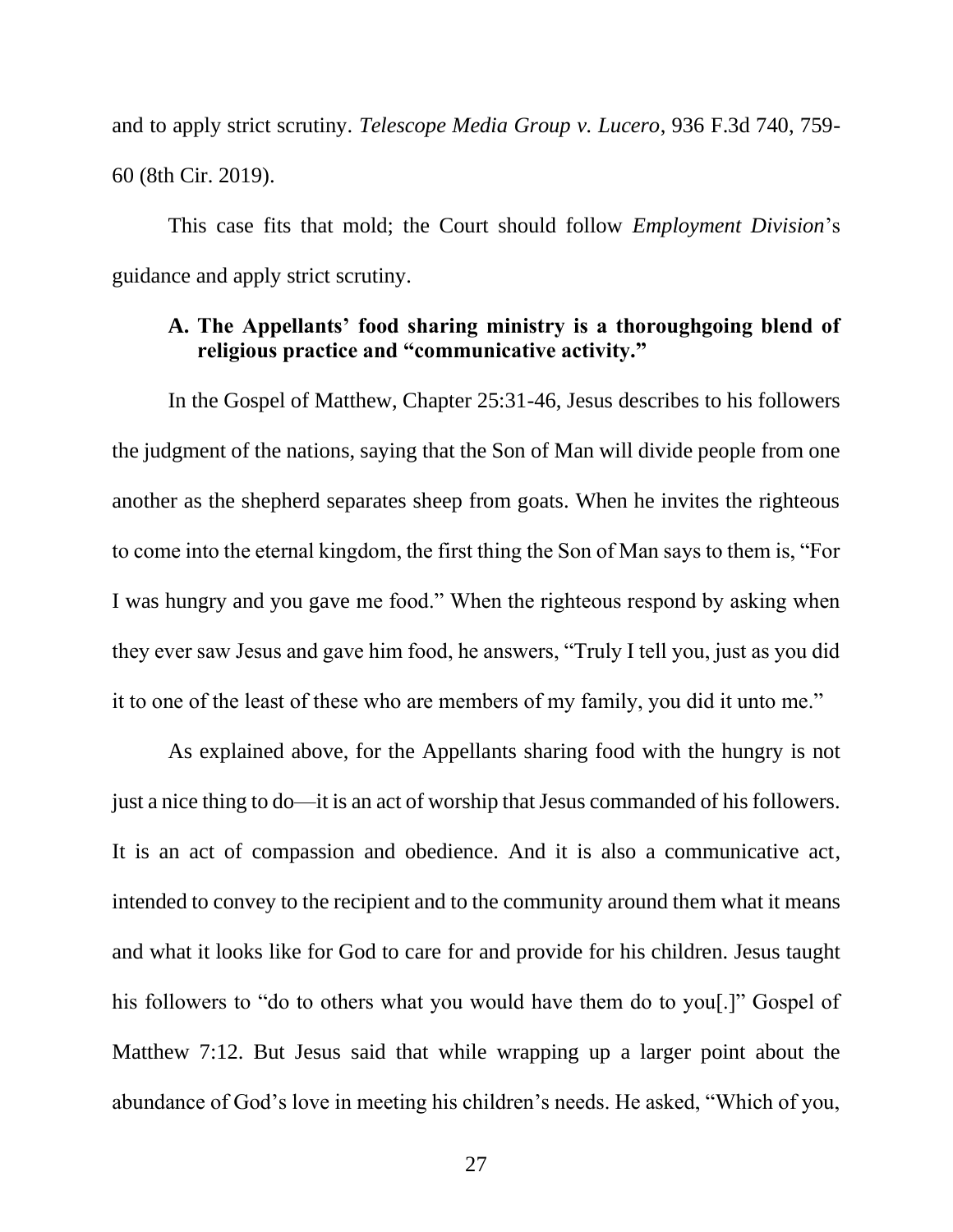and to apply strict scrutiny. *Telescope Media Group v. Lucero*, 936 F.3d 740, 759-60 (8th Cir. 2019).

This case fits that mold; the Court should follow *Employment Division*'s guidance and apply strict scrutiny.

### A. The Appellants' food sharing ministry is a thoroughgoing blend of religious practice and "communicative activity."

In the Gospel of Matthew, Chapter 25:31-46, Jesus describes to his followers the judgment of the nations, saying that the Son of Man will divide people from one another as the shepherd separates sheep from goats. When he invites the righteous to come into the eternal kingdom, the first thing the Son of Man says to them is, "For I was hungry and you gave me food." When the righteous respond by asking when they ever saw Jesus and gave him food, he answers, "Truly I tell you, just as you did it to one of the least of these who are members of my family, you did it unto me."

As explained above, for the Appellants sharing food with the hungry is not just a nice thing to do—it is an act of worship that Jesus commanded of his followers. It is an act of compassion and obedience. And it is also a communicative act, intended to convey to the recipient and to the community around them what it means and what it looks like for God to care for and provide for his children. Jesus taught his followers to "do to others what you would have them do to you[.]" Gospel of Matthew 7:12. But Jesus said that while wrapping up a larger point about the abundance of God's love in meeting his children's needs. He asked, "Which of you,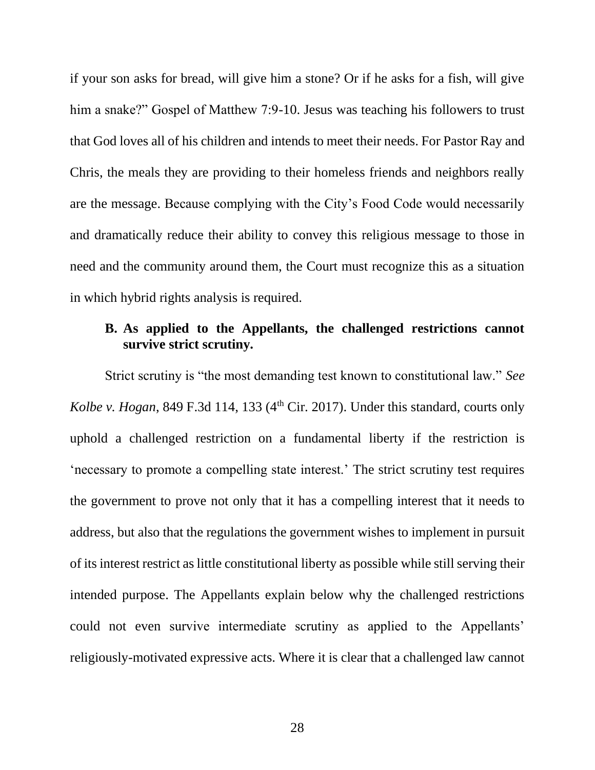if your son asks for bread, will give him a stone? Or if he asks for a fish, will give him a snake?" Gospel of Matthew 7:9-10. Jesus was teaching his followers to trust that God loves all of his children and intends to meet their needs. For Pastor Ray and Chris, the meals they are providing to their homeless friends and neighbors really are the message. Because complying with the City's Food Code would necessarily and dramatically reduce their ability to convey this religious message to those in need and the community around them, the Court must recognize this as a situation in which hybrid rights analysis is required.

**B. As applied to the Appellants, the challenged restrictions cannot survive strict scrutiny.**

Strict scrutiny is "the most demanding test known to constitutional law." *See Kolbe v. Hogan*, 849 F.3d 114, 133 (4th Cir. 2017). Under this standard, courts only uphold a challenged restriction on a fundamental liberty if the restriction is 'necessary to promote a compelling state interest.' The strict scrutiny test requires the government to prove not only that it has a compelling interest that it needs to address, but also that the regulations the government wishes to implement in pursuit of its interest restrict as little constitutional liberty as possible while still serving their intended purpose. The Appellants explain below why the challenged restrictions could not even survive intermediate scrutiny as applied to the Appellants' religiously-motivated expressive acts. Where it is clear that a challenged law cannot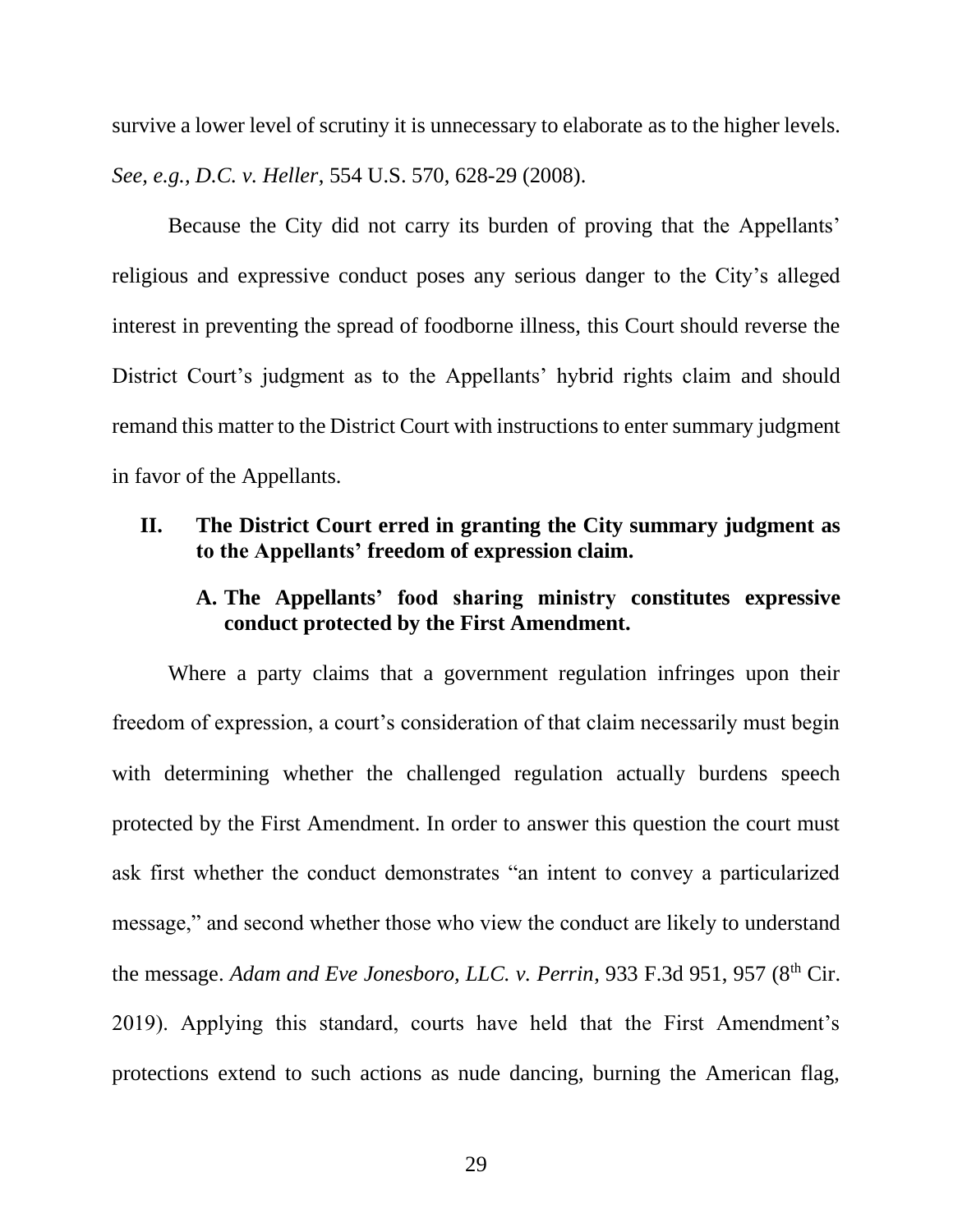survive a lower level of scrutiny it is unnecessary to elaborate as to the higher levels. *See, e.g.*, *D.C. v. Heller*, 554 U.S. 570, 628-29 (2008).

Because the City did not carry its burden of proving that the Appellants' religious and expressive conduct poses any serious danger to the City's alleged interest in preventing the spread of foodborne illness, this Court should reverse the District Court's judgment as to the Appellants' hybrid rights claim and should remand this matter to the District Court with instructions to enter summary judgment in favor of the Appellants.

## II. The District Court erred in granting the City summary judgment as to the Appellants' freedom of expression claim.

### A. The Appellants' food sharing ministry constitutes expressive conduct protected by the First Amendment.

Where a party claims that a government regulation infringes upon their freedom of expression, a court's consideration of that claim necessarily must begin with determining whether the challenged regulation actually burdens speech protected by the First Amendment. In order to answer this question the court must ask first whether the conduct demonstrates "an intent to convey a particularized message," and second whether those who view the conduct are likely to understand the message. *Adam and Eve Jonesboro, LLC. v. Perrin*, 933 F.3d 951, 957 (8th Cir. 2019). Applying this standard, courts have held that the First Amendment's protections extend to such actions as nude dancing, burning the American flag,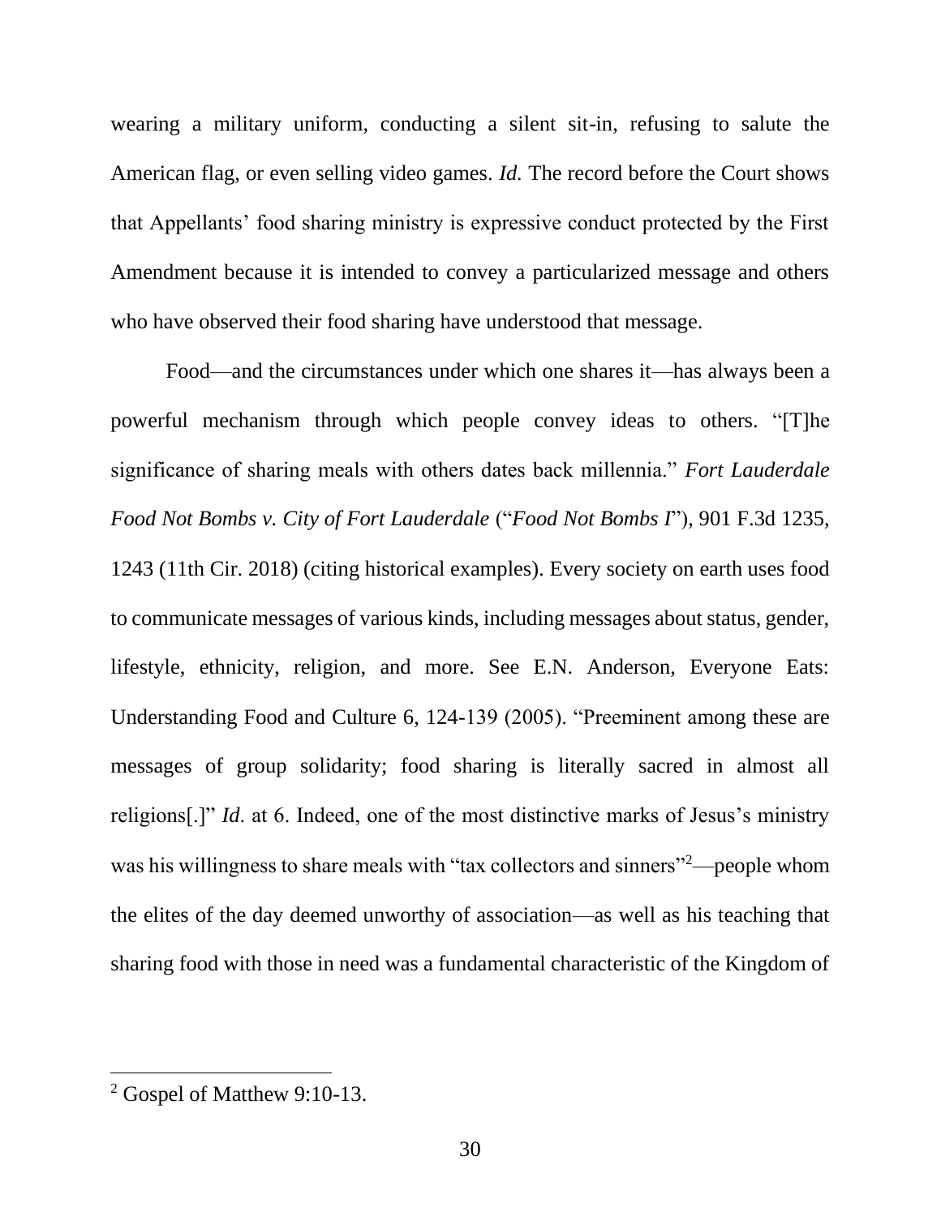wearing a military uniform, conducting a silent sit-in, refusing to salute the American flag, or even selling video games. *Id.* The record before the Court shows that Appellants' food sharing ministry is expressive conduct protected by the First Amendment because it is intended to convey a particularized message and others who have observed their food sharing have understood that message.

Food—and the circumstances under which one shares it—has always been a powerful mechanism through which people convey ideas to others. "[T]he significance of sharing meals with others dates back millennia." *Fort Lauderdale Food Not Bombs v. City of Fort Lauderdale* ("*Food Not Bombs I*"), 901 F.3d 1235, 1243 (11th Cir. 2018) (citing historical examples). Every society on earth uses food to communicate messages of various kinds, including messages about status, gender, lifestyle, ethnicity, religion, and more. See E.N. Anderson, Everyone Eats: Understanding Food and Culture 6, 124-139 (2005). "Preeminent among these are messages of group solidarity; food sharing is literally sacred in almost all religions[.]" *Id*. at 6. Indeed, one of the most distinctive marks of Jesus's ministry was his willingness to share meals with "tax collectors and sinners"[2]—people whom the elites of the day deemed unworthy of association—as well as his teaching that sharing food with those in need was a fundamental characteristic of the Kingdom of

[2] Gospel of Matthew 9:10-13.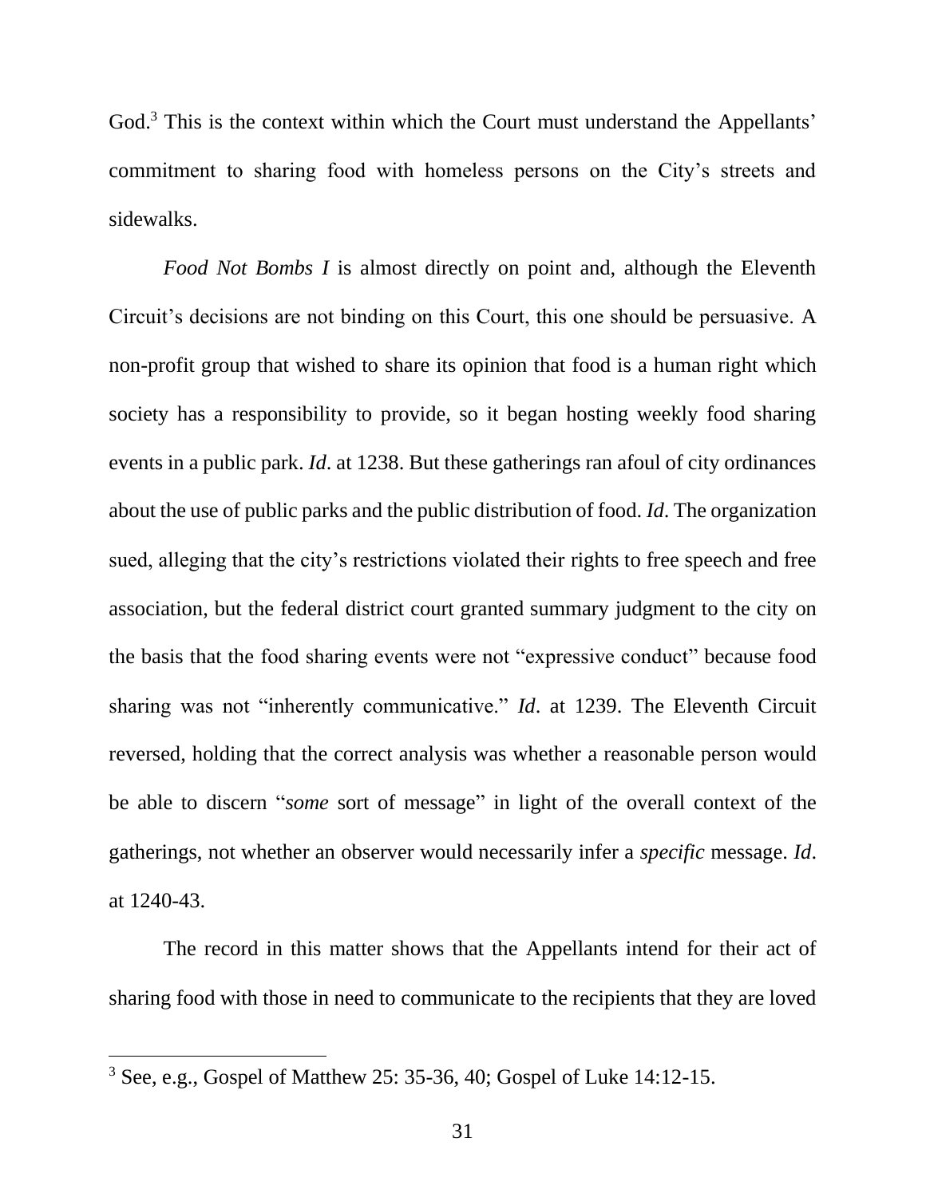God.[3] This is the context within which the Court must understand the Appellants' commitment to sharing food with homeless persons on the City's streets and sidewalks.

*Food Not Bombs I* is almost directly on point and, although the Eleventh Circuit's decisions are not binding on this Court, this one should be persuasive. A non-profit group that wished to share its opinion that food is a human right which society has a responsibility to provide, so it began hosting weekly food sharing events in a public park. *Id*. at 1238. But these gatherings ran afoul of city ordinances about the use of public parks and the public distribution of food. *Id*. The organization sued, alleging that the city's restrictions violated their rights to free speech and free association, but the federal district court granted summary judgment to the city on the basis that the food sharing events were not "expressive conduct" because food sharing was not "inherently communicative." *Id*. at 1239. The Eleventh Circuit reversed, holding that the correct analysis was whether a reasonable person would be able to discern "*some* sort of message" in light of the overall context of the gatherings, not whether an observer would necessarily infer a *specific* message. *Id*. at 1240-43.

The record in this matter shows that the Appellants intend for their act of sharing food with those in need to communicate to the recipients that they are loved

[3] See, e.g., Gospel of Matthew 25: 35-36, 40; Gospel of Luke 14:12-15.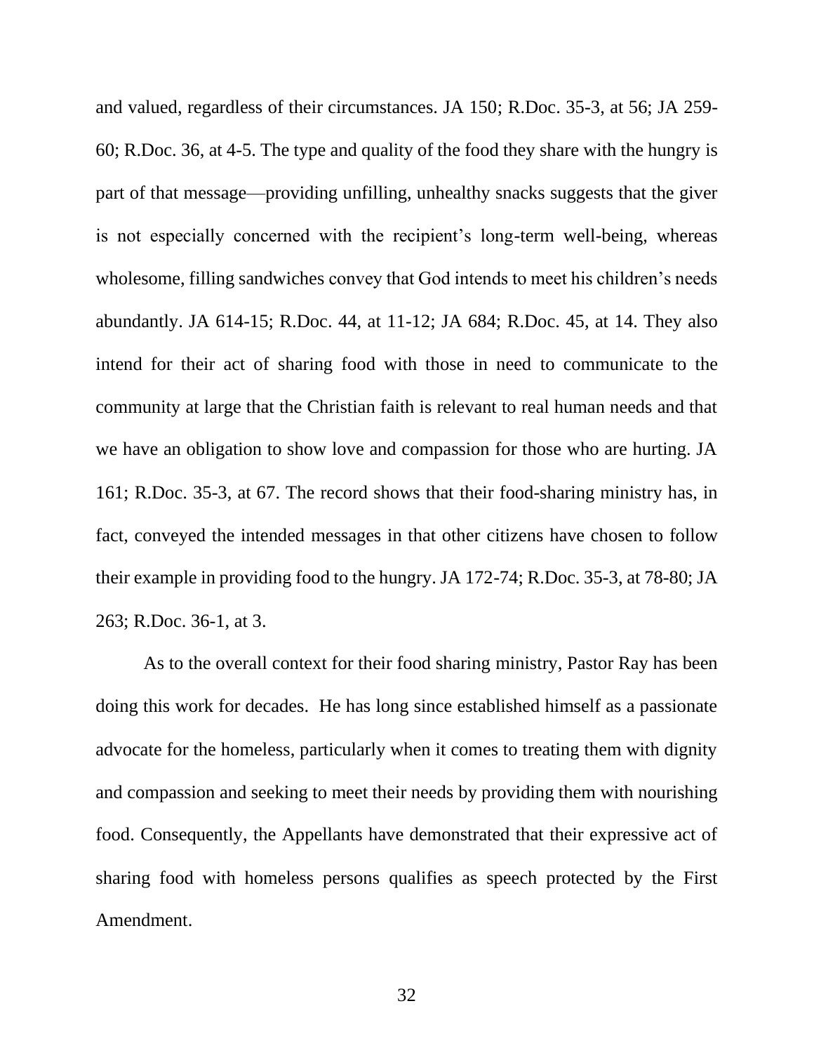and valued, regardless of their circumstances. JA 150; R.Doc. 35-3, at 56; JA 259-60; R.Doc. 36, at 4-5. The type and quality of the food they share with the hungry is part of that message—providing unfilling, unhealthy snacks suggests that the giver is not especially concerned with the recipient's long-term well-being, whereas wholesome, filling sandwiches convey that God intends to meet his children's needs abundantly. JA 614-15; R.Doc. 44, at 11-12; JA 684; R.Doc. 45, at 14. They also intend for their act of sharing food with those in need to communicate to the community at large that the Christian faith is relevant to real human needs and that we have an obligation to show love and compassion for those who are hurting. JA 161; R.Doc. 35-3, at 67. The record shows that their food-sharing ministry has, in fact, conveyed the intended messages in that other citizens have chosen to follow their example in providing food to the hungry. JA 172-74; R.Doc. 35-3, at 78-80; JA 263; R.Doc. 36-1, at 3.

As to the overall context for their food sharing ministry, Pastor Ray has been doing this work for decades. He has long since established himself as a passionate advocate for the homeless, particularly when it comes to treating them with dignity and compassion and seeking to meet their needs by providing them with nourishing food. Consequently, the Appellants have demonstrated that their expressive act of sharing food with homeless persons qualifies as speech protected by the First Amendment.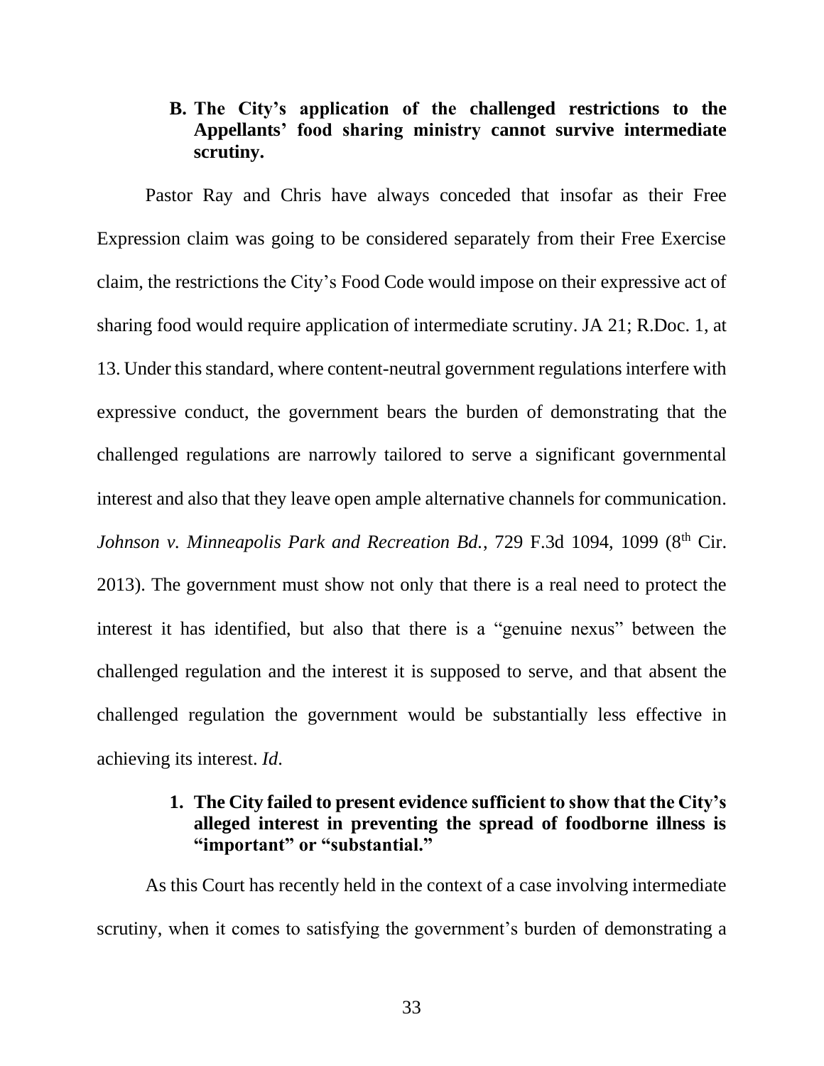### B. The City's application of the challenged restrictions to the Appellants' food sharing ministry cannot survive intermediate scrutiny.

Pastor Ray and Chris have always conceded that insofar as their Free Expression claim was going to be considered separately from their Free Exercise claim, the restrictions the City's Food Code would impose on their expressive act of sharing food would require application of intermediate scrutiny. JA 21; R.Doc. 1, at 13. Under this standard, where content-neutral government regulations interfere with expressive conduct, the government bears the burden of demonstrating that the challenged regulations are narrowly tailored to serve a significant governmental interest and also that they leave open ample alternative channels for communication. *Johnson v. Minneapolis Park and Recreation Bd.*, 729 F.3d 1094, 1099 (8th Cir. 2013). The government must show not only that there is a real need to protect the interest it has identified, but also that there is a "genuine nexus" between the challenged regulation and the interest it is supposed to serve, and that absent the challenged regulation the government would be substantially less effective in achieving its interest. *Id.*

#### 1. The City failed to present evidence sufficient to show that the City's alleged interest in preventing the spread of foodborne illness is "important" or "substantial."

As this Court has recently held in the context of a case involving intermediate scrutiny, when it comes to satisfying the government's burden of demonstrating a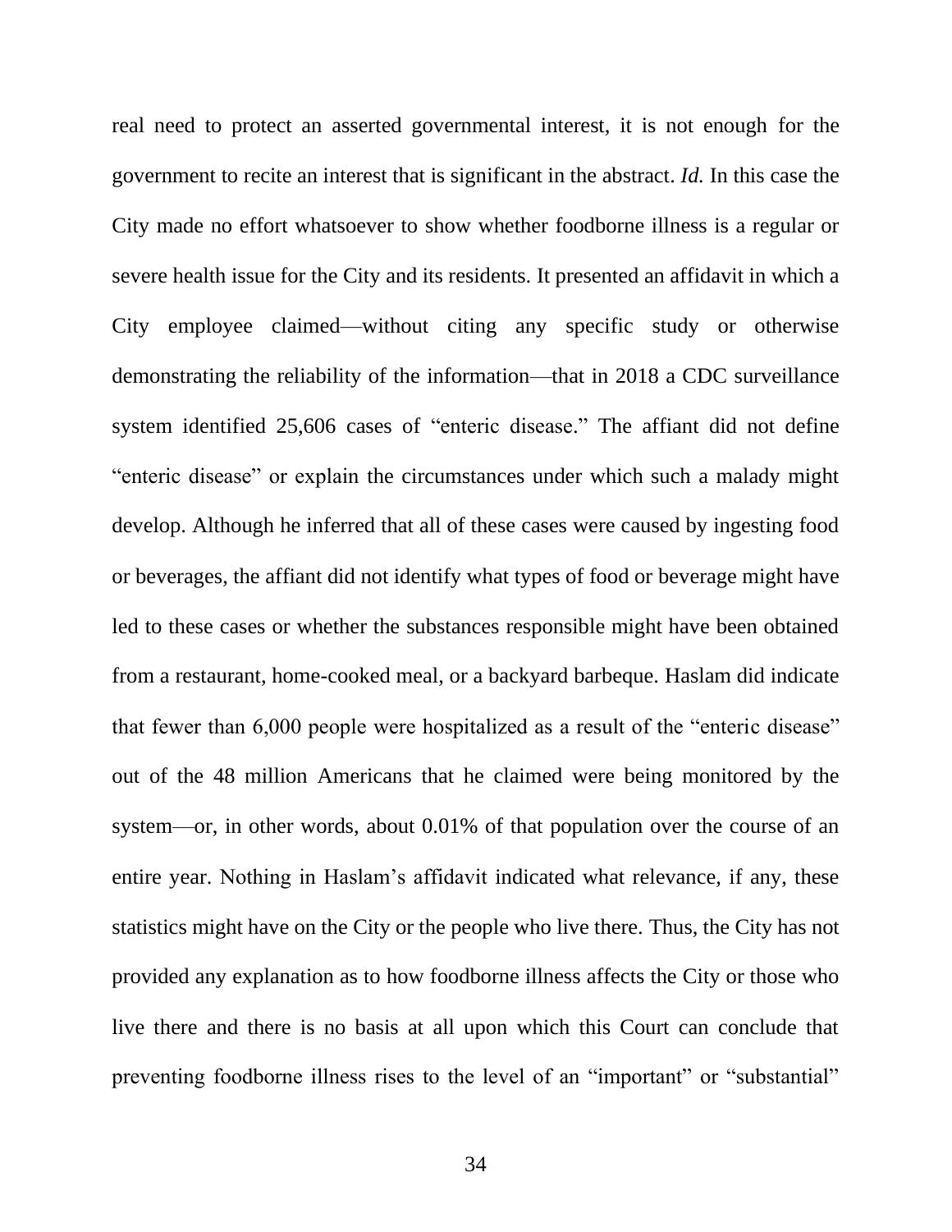real need to protect an asserted governmental interest, it is not enough for the government to recite an interest that is significant in the abstract. *Id.* In this case the City made no effort whatsoever to show whether foodborne illness is a regular or severe health issue for the City and its residents. It presented an affidavit in which a City employee claimed—without citing any specific study or otherwise demonstrating the reliability of the information—that in 2018 a CDC surveillance system identified 25,606 cases of "enteric disease." The affiant did not define "enteric disease" or explain the circumstances under which such a malady might develop. Although he inferred that all of these cases were caused by ingesting food or beverages, the affiant did not identify what types of food or beverage might have led to these cases or whether the substances responsible might have been obtained from a restaurant, home-cooked meal, or a backyard barbeque. Haslam did indicate that fewer than 6,000 people were hospitalized as a result of the "enteric disease" out of the 48 million Americans that he claimed were being monitored by the system—or, in other words, about 0.01% of that population over the course of an entire year. Nothing in Haslam's affidavit indicated what relevance, if any, these statistics might have on the City or the people who live there. Thus, the City has not provided any explanation as to how foodborne illness affects the City or those who live there and there is no basis at all upon which this Court can conclude that preventing foodborne illness rises to the level of an "important" or "substantial"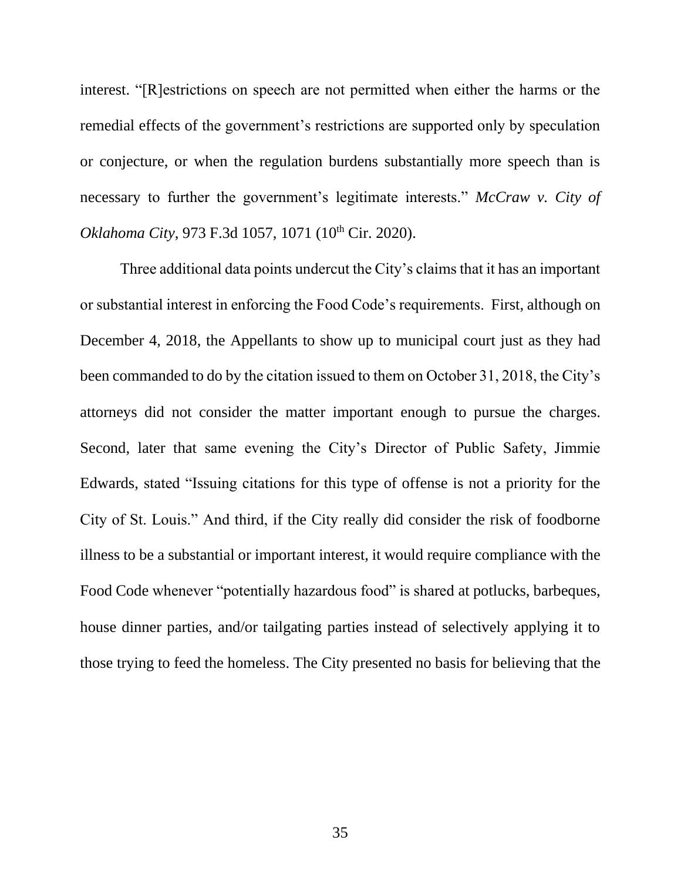interest. "[R]estrictions on speech are not permitted when either the harms or the remedial effects of the government's restrictions are supported only by speculation or conjecture, or when the regulation burdens substantially more speech than is necessary to further the government's legitimate interests." *McCraw v. City of Oklahoma City*, 973 F.3d 1057, 1071 (10th Cir. 2020).

Three additional data points undercut the City's claims that it has an important or substantial interest in enforcing the Food Code's requirements. First, although on December 4, 2018, the Appellants to show up to municipal court just as they had been commanded to do by the citation issued to them on October 31, 2018, the City's attorneys did not consider the matter important enough to pursue the charges. Second, later that same evening the City's Director of Public Safety, Jimmie Edwards, stated "Issuing citations for this type of offense is not a priority for the City of St. Louis." And third, if the City really did consider the risk of foodborne illness to be a substantial or important interest, it would require compliance with the Food Code whenever "potentially hazardous food" is shared at potlucks, barbeques, house dinner parties, and/or tailgating parties instead of selectively applying it to those trying to feed the homeless. The City presented no basis for believing that the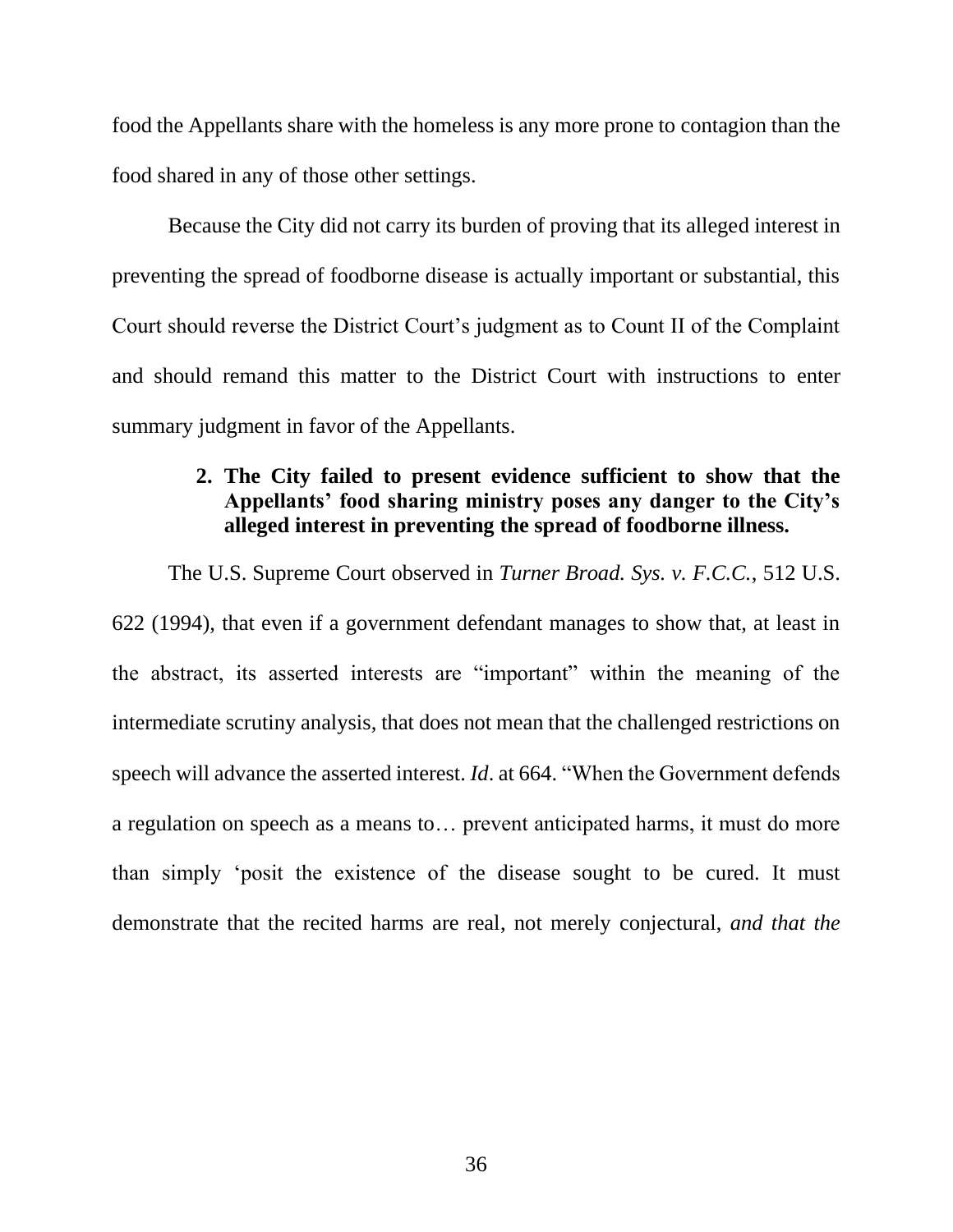food the Appellants share with the homeless is any more prone to contagion than the food shared in any of those other settings.

Because the City did not carry its burden of proving that its alleged interest in preventing the spread of foodborne disease is actually important or substantial, this Court should reverse the District Court's judgment as to Count II of the Complaint and should remand this matter to the District Court with instructions to enter summary judgment in favor of the Appellants.

**2. The City failed to present evidence sufficient to show that the Appellants' food sharing ministry poses any danger to the City's alleged interest in preventing the spread of foodborne illness.**

The U.S. Supreme Court observed in *Turner Broad. Sys. v. F.C.C.*, 512 U.S. 622 (1994), that even if a government defendant manages to show that, at least in the abstract, its asserted interests are "important" within the meaning of the intermediate scrutiny analysis, that does not mean that the challenged restrictions on speech will advance the asserted interest. *Id*. at 664. "When the Government defends a regulation on speech as a means to… prevent anticipated harms, it must do more than simply 'posit the existence of the disease sought to be cured. It must demonstrate that the recited harms are real, not merely conjectural, *and that the*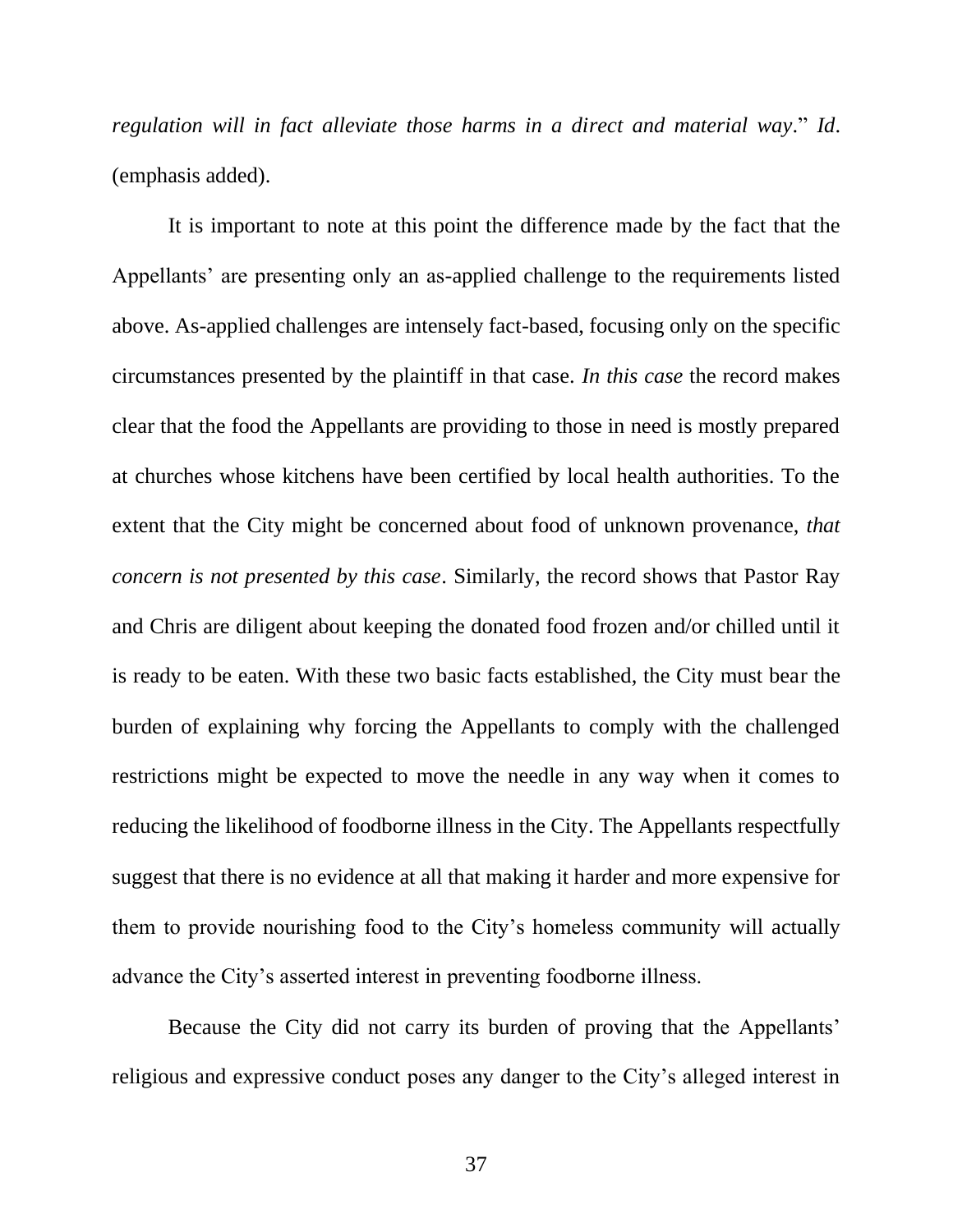*regulation will in fact alleviate those harms in a direct and material way*." *Id*. (emphasis added).

It is important to note at this point the difference made by the fact that the Appellants' are presenting only an as-applied challenge to the requirements listed above. As-applied challenges are intensely fact-based, focusing only on the specific circumstances presented by the plaintiff in that case. *In this case* the record makes clear that the food the Appellants are providing to those in need is mostly prepared at churches whose kitchens have been certified by local health authorities. To the extent that the City might be concerned about food of unknown provenance, *that concern is not presented by this case*. Similarly, the record shows that Pastor Ray and Chris are diligent about keeping the donated food frozen and/or chilled until it is ready to be eaten. With these two basic facts established, the City must bear the burden of explaining why forcing the Appellants to comply with the challenged restrictions might be expected to move the needle in any way when it comes to reducing the likelihood of foodborne illness in the City. The Appellants respectfully suggest that there is no evidence at all that making it harder and more expensive for them to provide nourishing food to the City's homeless community will actually advance the City's asserted interest in preventing foodborne illness.

Because the City did not carry its burden of proving that the Appellants' religious and expressive conduct poses any danger to the City's alleged interest in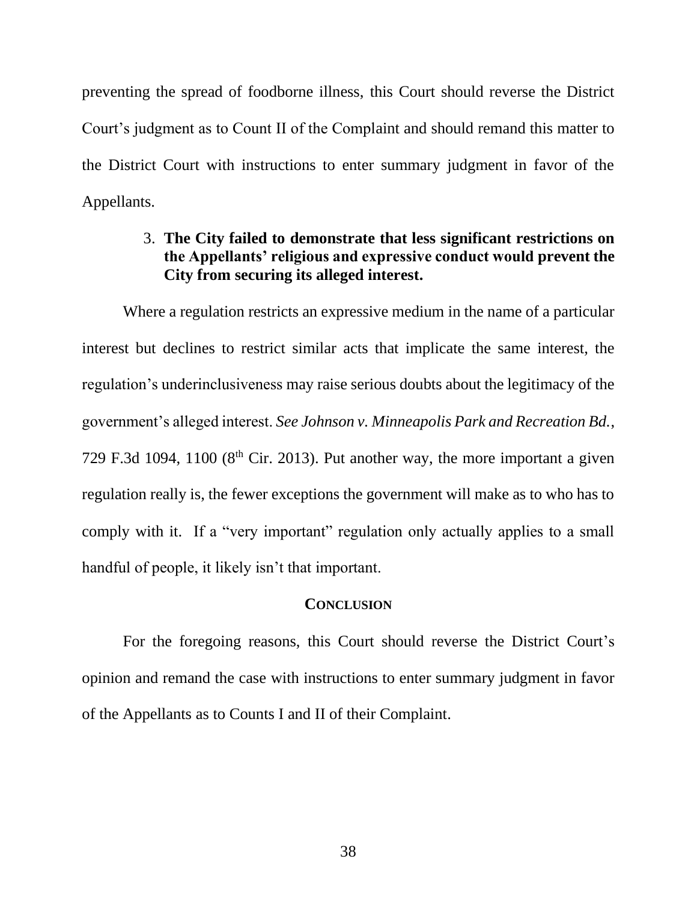preventing the spread of foodborne illness, this Court should reverse the District Court's judgment as to Count II of the Complaint and should remand this matter to the District Court with instructions to enter summary judgment in favor of the Appellants.

3. **The City failed to demonstrate that less significant restrictions on the Appellants' religious and expressive conduct would prevent the City from securing its alleged interest.**

Where a regulation restricts an expressive medium in the name of a particular interest but declines to restrict similar acts that implicate the same interest, the regulation's underinclusiveness may raise serious doubts about the legitimacy of the government's alleged interest. *See Johnson v. Minneapolis Park and Recreation Bd.*, 729 F.3d 1094, 1100 (8th Cir. 2013). Put another way, the more important a given regulation really is, the fewer exceptions the government will make as to who has to comply with it. If a "very important" regulation only actually applies to a small handful of people, it likely isn't that important.

## CONCLUSION

For the foregoing reasons, this Court should reverse the District Court's opinion and remand the case with instructions to enter summary judgment in favor of the Appellants as to Counts I and II of their Complaint.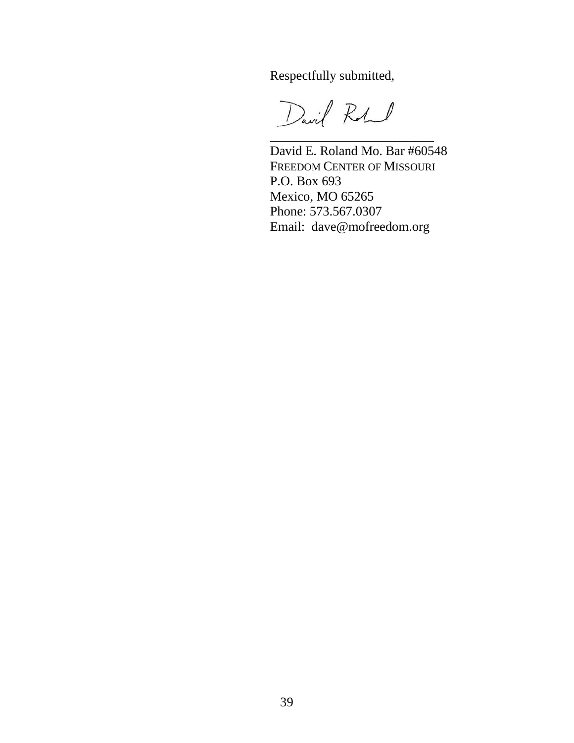Respectfully submitted,

\_\_\_\_\_\_\_\_\_\_\_\_\_\_\_\_\_\_\_\_\_\_\_\_\_\_

David E. Roland Mo. Bar #60548
FREEDOM CENTER OF MISSOURI
P.O. Box 693
Mexico, MO 65265
Phone: 573.567.0307
Email: dave@mofreedom.org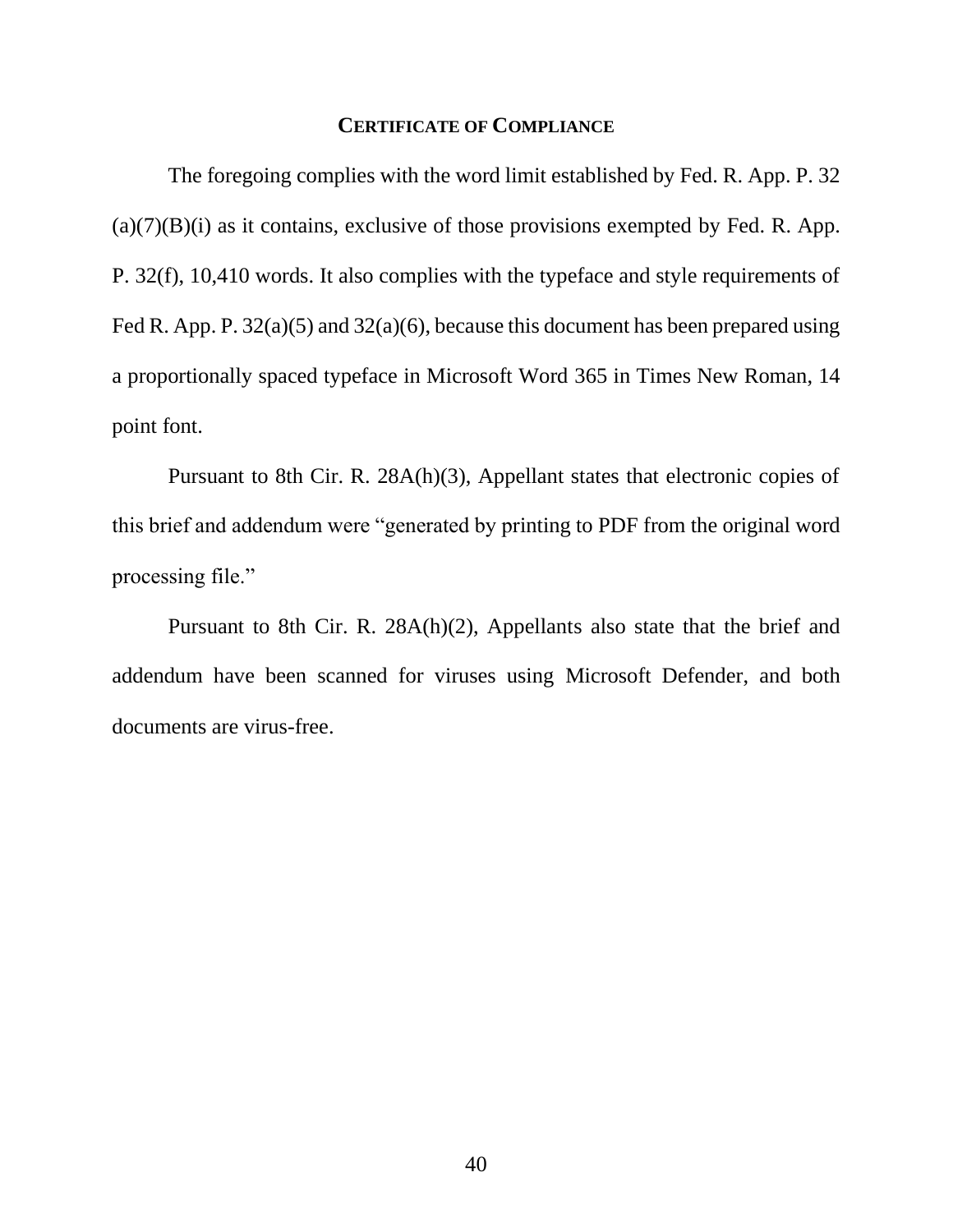## CERTIFICATE OF COMPLIANCE

The foregoing complies with the word limit established by Fed. R. App. P. 32 (a)(7)(B)(i) as it contains, exclusive of those provisions exempted by Fed. R. App. P. 32(f), 10,410 words. It also complies with the typeface and style requirements of Fed R. App. P. 32(a)(5) and 32(a)(6), because this document has been prepared using a proportionally spaced typeface in Microsoft Word 365 in Times New Roman, 14 point font.

Pursuant to 8th Cir. R. 28A(h)(3), Appellant states that electronic copies of this brief and addendum were "generated by printing to PDF from the original word processing file."

Pursuant to 8th Cir. R. 28A(h)(2), Appellants also state that the brief and addendum have been scanned for viruses using Microsoft Defender, and both documents are virus-free.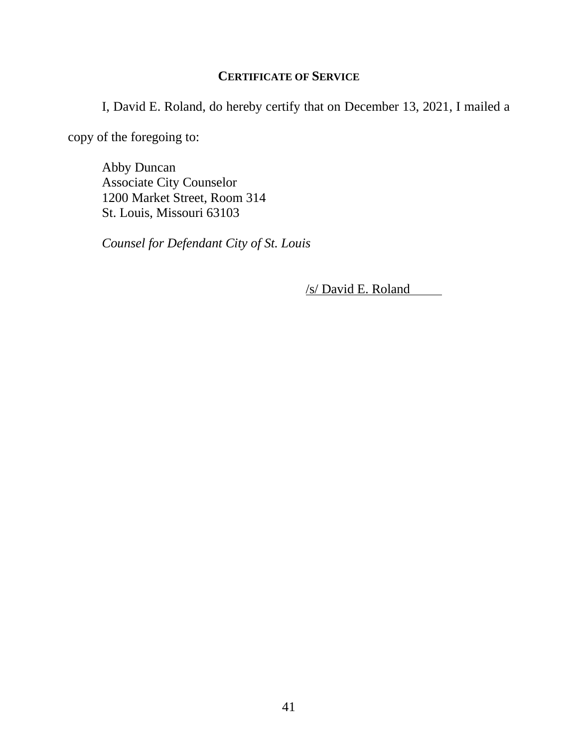## CERTIFICATE OF SERVICE

I, David E. Roland, do hereby certify that on December 13, 2021, I mailed a copy of the foregoing to:

Abby Duncan  
Associate City Counselor  
1200 Market Street, Room 314  
St. Louis, Missouri 63103

*Counsel for Defendant City of St. Louis*

/s/ David E. Roland